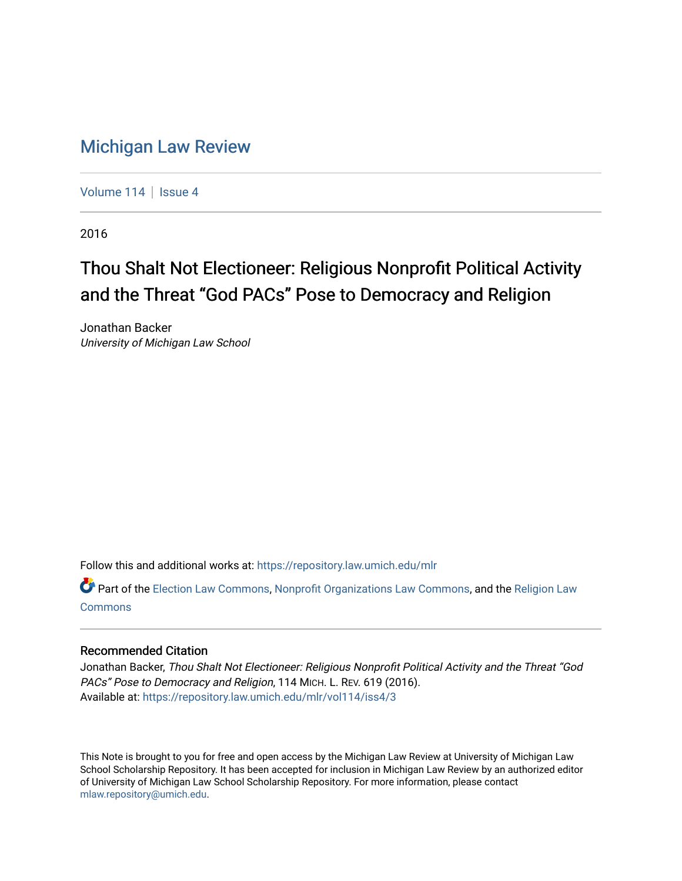# Michigan Law Review

Volume 114 | Issue 4

2016

## Thou Shalt Not Electioneer: Religious Nonprofit Political Activity and the Threat "God PACs" Pose to Democracy and Religion

Jonathan Backer
*University of Michigan Law School*

Follow this and additional works at: https://repository.law.umich.edu/mlr

Part of the Election Law Commons, Nonprofit Organizations Law Commons, and the Religion Law Commons

### Recommended Citation

Jonathan Backer, *Thou Shalt Not Electioneer: Religious Nonprofit Political Activity and the Threat "God PACs" Pose to Democracy and Religion*, 114 MICH. L. REV. 619 (2016).
Available at: https://repository.law.umich.edu/mlr/vol114/iss4/3

This Note is brought to you for free and open access by the Michigan Law Review at University of Michigan Law School Scholarship Repository. It has been accepted for inclusion in Michigan Law Review by an authorized editor of University of Michigan Law School Scholarship Repository. For more information, please contact mlaw.repository@umich.edu.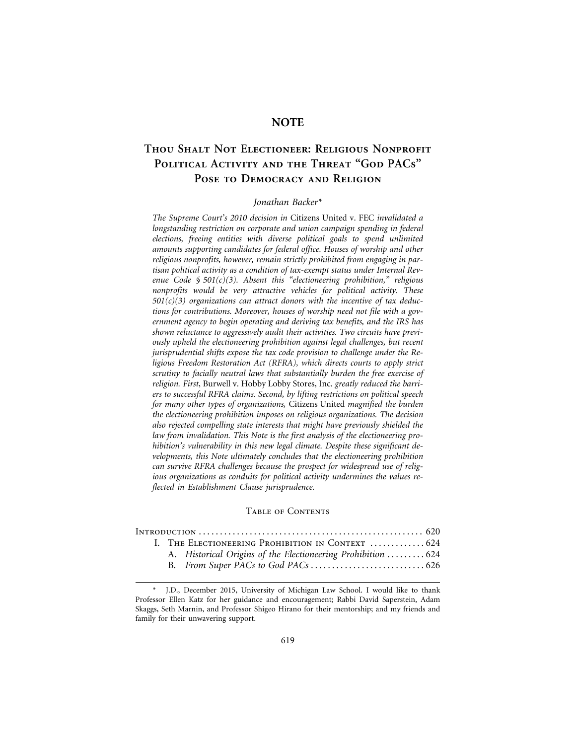# NOTE

## Thou Shalt Not Electioneer: Religious Nonprofit Political Activity and the Threat "God PACs" Pose to Democracy and Religion

*Jonathan Backer\**

*The Supreme Court's 2010 decision in* Citizens United v. FEC *invalidated a longstanding restriction on corporate and union campaign spending in federal elections, freeing entities with diverse political goals to spend unlimited amounts supporting candidates for federal office. Houses of worship and other religious nonprofits, however, remain strictly prohibited from engaging in partisan political activity as a condition of tax-exempt status under Internal Revenue Code § 501(c)(3). Absent this "electioneering prohibition," religious nonprofits would be very attractive vehicles for political activity. These 501(c)(3) organizations can attract donors with the incentive of tax deductions for contributions. Moreover, houses of worship need not file with a government agency to begin operating and deriving tax benefits, and the IRS has shown reluctance to aggressively audit their activities. Two circuits have previously upheld the electioneering prohibition against legal challenges, but recent jurisprudential shifts expose the tax code provision to challenge under the Religious Freedom Restoration Act (RFRA), which directs courts to apply strict scrutiny to facially neutral laws that substantially burden the free exercise of religion. First,* Burwell v. Hobby Lobby Stores, Inc. *greatly reduced the barriers to successful RFRA claims. Second, by lifting restrictions on political speech for many other types of organizations,* Citizens United *magnified the burden the electioneering prohibition imposes on religious organizations. The decision also rejected compelling state interests that might have previously shielded the law from invalidation. This Note is the first analysis of the electioneering prohibition's vulnerability in this new legal climate. Despite these significant developments, this Note ultimately concludes that the electioneering prohibition can survive RFRA challenges because the prospect for widespread use of religious organizations as conduits for political activity undermines the values reflected in Establishment Clause jurisprudence.*

### Table of Contents

- Introduction .................................................... 620
  - I. The Electioneering Prohibition in Context ............. 624
    - A. *Historical Origins of the Electioneering Prohibition* ......... 624
    - B. *From Super PACs to God PACs* ........................... 626

---

\* J.D., December 2015, University of Michigan Law School. I would like to thank Professor Ellen Katz for her guidance and encouragement; Rabbi David Saperstein, Adam Skaggs, Seth Marnin, and Professor Shigeo Hirano for their mentorship; and my friends and family for their unwavering support.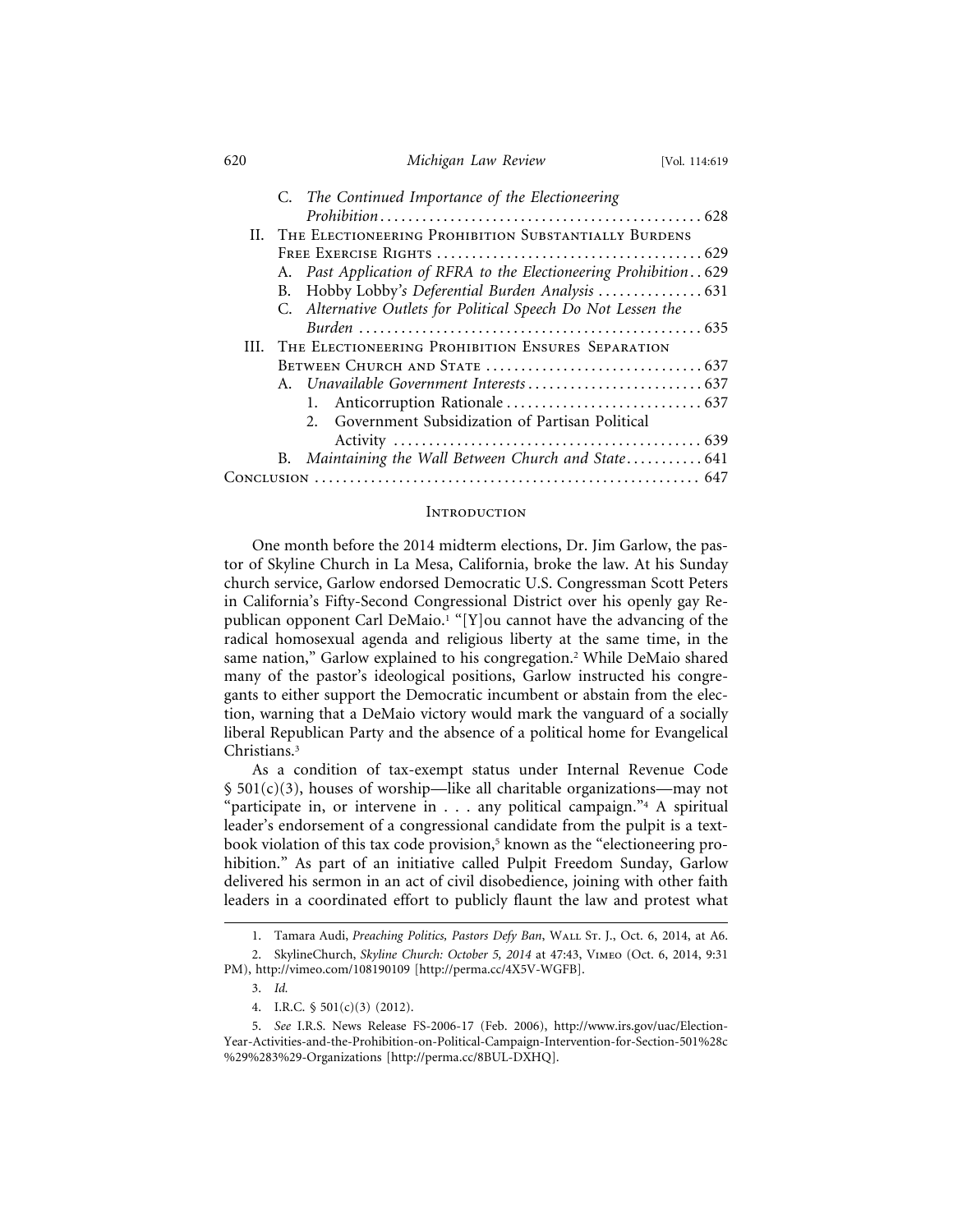C. *The Continued Importance of the Electioneering Prohibition* . . . . . . . . . . . . . . . . . . . . . . . . . . . . . . . . . . . . . . . . . . . . . 628

II. The Electioneering Prohibition Substantially Burdens Free Exercise Rights . . . . . . . . . . . . . . . . . . . . . . . . . . . . . . . . . . . . 629

A. *Past Application of RFRA to the Electioneering Prohibition* . . 629

B. Hobby Lobby*'s Deferential Burden Analysis* . . . . . . . . . . . . . . . 631

C. *Alternative Outlets for Political Speech Do Not Lessen the Burden* . . . . . . . . . . . . . . . . . . . . . . . . . . . . . . . . . . . . . . . . . . . . . . . . 635

III. The Electioneering Prohibition Ensures Separation Between Church and State . . . . . . . . . . . . . . . . . . . . . . . . . . . . . . 637

A. *Unavailable Government Interests* . . . . . . . . . . . . . . . . . . . . . . . . . 637

1. Anticorruption Rationale . . . . . . . . . . . . . . . . . . . . . . . . . . . 637

2. Government Subsidization of Partisan Political Activity . . . . . . . . . . . . . . . . . . . . . . . . . . . . . . . . . . . . . . . . . . . 639

B. *Maintaining the Wall Between Church and State* . . . . . . . . . . . 641

Conclusion . . . . . . . . . . . . . . . . . . . . . . . . . . . . . . . . . . . . . . . . . . . . . . . . . . . . . . 647

## Introduction

One month before the 2014 midterm elections, Dr. Jim Garlow, the pastor of Skyline Church in La Mesa, California, broke the law. At his Sunday church service, Garlow endorsed Democratic U.S. Congressman Scott Peters in California's Fifty-Second Congressional District over his openly gay Republican opponent Carl DeMaio.[1] "[Y]ou cannot have the advancing of the radical homosexual agenda and religious liberty at the same time, in the same nation," Garlow explained to his congregation.[2] While DeMaio shared many of the pastor's ideological positions, Garlow instructed his congregants to either support the Democratic incumbent or abstain from the election, warning that a DeMaio victory would mark the vanguard of a socially liberal Republican Party and the absence of a political home for Evangelical Christians.[3]

As a condition of tax-exempt status under Internal Revenue Code § 501(c)(3), houses of worship—like all charitable organizations—may not "participate in, or intervene in . . . any political campaign."[4] A spiritual leader's endorsement of a congressional candidate from the pulpit is a textbook violation of this tax code provision,[5] known as the "electioneering prohibition." As part of an initiative called Pulpit Freedom Sunday, Garlow delivered his sermon in an act of civil disobedience, joining with other faith leaders in a coordinated effort to publicly flaunt the law and protest what

---

1. Tamara Audi, *Preaching Politics, Pastors Defy Ban*, Wall St. J., Oct. 6, 2014, at A6.

2. SkylineChurch, *Skyline Church: October 5, 2014* at 47:43, Vimeo (Oct. 6, 2014, 9:31 PM), http://vimeo.com/108190109 [http://perma.cc/4X5V-WGFB].

3. *Id.*

4. I.R.C. § 501(c)(3) (2012).

5. *See* I.R.S. News Release FS-2006-17 (Feb. 2006), http://www.irs.gov/uac/Election-Year-Activities-and-the-Prohibition-on-Political-Campaign-Intervention-for-Section-501%28c%29%283%29-Organizations [http://perma.cc/8BUL-DXHQ].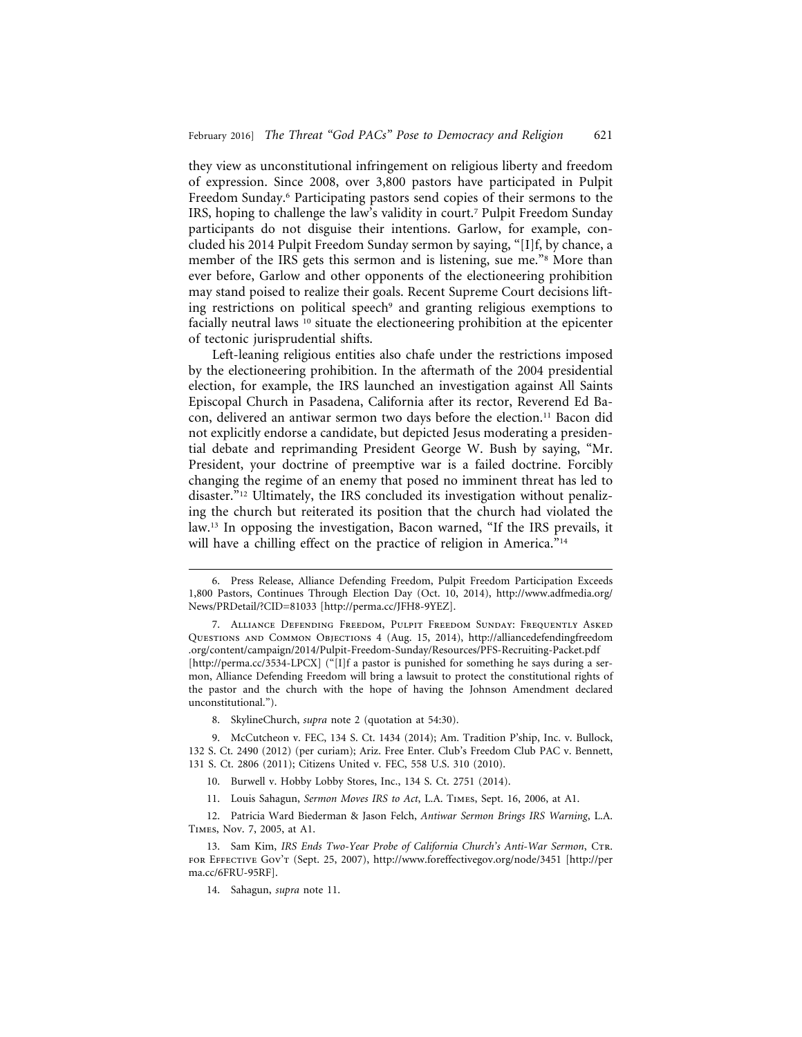they view as unconstitutional infringement on religious liberty and freedom of expression. Since 2008, over 3,800 pastors have participated in Pulpit Freedom Sunday.[6] Participating pastors send copies of their sermons to the IRS, hoping to challenge the law's validity in court.[7] Pulpit Freedom Sunday participants do not disguise their intentions. Garlow, for example, concluded his 2014 Pulpit Freedom Sunday sermon by saying, "[I]f, by chance, a member of the IRS gets this sermon and is listening, sue me."[8] More than ever before, Garlow and other opponents of the electioneering prohibition may stand poised to realize their goals. Recent Supreme Court decisions lifting restrictions on political speech[9] and granting religious exemptions to facially neutral laws [10] situate the electioneering prohibition at the epicenter of tectonic jurisprudential shifts.

Left-leaning religious entities also chafe under the restrictions imposed by the electioneering prohibition. In the aftermath of the 2004 presidential election, for example, the IRS launched an investigation against All Saints Episcopal Church in Pasadena, California after its rector, Reverend Ed Bacon, delivered an antiwar sermon two days before the election.[11] Bacon did not explicitly endorse a candidate, but depicted Jesus moderating a presidential debate and reprimanding President George W. Bush by saying, "Mr. President, your doctrine of preemptive war is a failed doctrine. Forcibly changing the regime of an enemy that posed no imminent threat has led to disaster."[12] Ultimately, the IRS concluded its investigation without penalizing the church but reiterated its position that the church had violated the law.[13] In opposing the investigation, Bacon warned, "If the IRS prevails, it will have a chilling effect on the practice of religion in America."[14]

---

6. Press Release, Alliance Defending Freedom, Pulpit Freedom Participation Exceeds 1,800 Pastors, Continues Through Election Day (Oct. 10, 2014), http://www.adfmedia.org/News/PRDetail/?CID=81033 [http://perma.cc/JFH8-9YEZ].

7. Alliance Defending Freedom, Pulpit Freedom Sunday: Frequently Asked Questions and Common Objections 4 (Aug. 15, 2014), http://alliancedefendingfreedom.org/content/campaign/2014/Pulpit-Freedom-Sunday/Resources/PFS-Recruiting-Packet.pdf [http://perma.cc/3534-LPCX] ("[I]f a pastor is punished for something he says during a sermon, Alliance Defending Freedom will bring a lawsuit to protect the constitutional rights of the pastor and the church with the hope of having the Johnson Amendment declared unconstitutional.").

8. SkylineChurch, *supra* note 2 (quotation at 54:30).

9. McCutcheon v. FEC, 134 S. Ct. 1434 (2014); Am. Tradition P'ship, Inc. v. Bullock, 132 S. Ct. 2490 (2012) (per curiam); Ariz. Free Enter. Club's Freedom Club PAC v. Bennett, 131 S. Ct. 2806 (2011); Citizens United v. FEC, 558 U.S. 310 (2010).

10. Burwell v. Hobby Lobby Stores, Inc., 134 S. Ct. 2751 (2014).

11. Louis Sahagun, *Sermon Moves IRS to Act*, L.A. Times, Sept. 16, 2006, at A1.

12. Patricia Ward Biederman & Jason Felch, *Antiwar Sermon Brings IRS Warning*, L.A. Times, Nov. 7, 2005, at A1.

13. Sam Kim, *IRS Ends Two-Year Probe of California Church's Anti-War Sermon*, Ctr. for Effective Gov't (Sept. 25, 2007), http://www.foreffectivegov.org/node/3451 [http://perma.cc/6FRU-95RF].

14. Sahagun, *supra* note 11.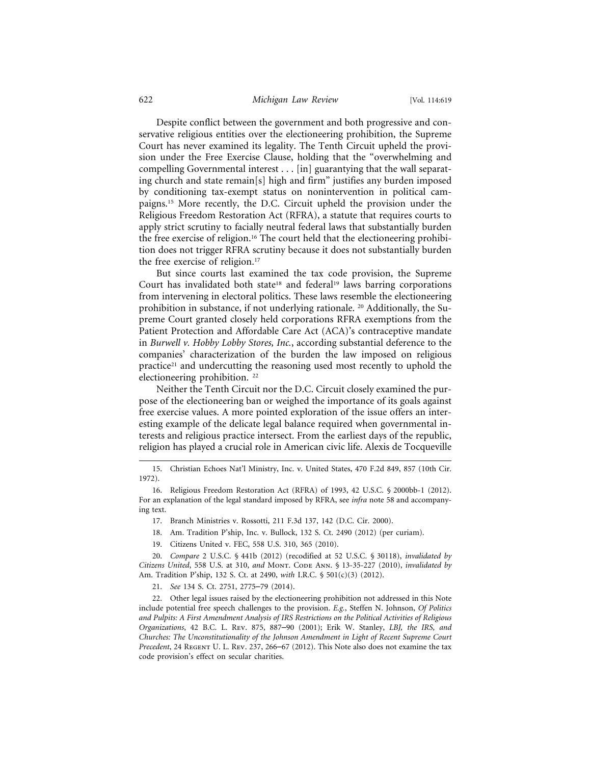Despite conflict between the government and both progressive and conservative religious entities over the electioneering prohibition, the Supreme Court has never examined its legality. The Tenth Circuit upheld the provision under the Free Exercise Clause, holding that the "overwhelming and compelling Governmental interest . . . [in] guarantying that the wall separating church and state remain[s] high and firm" justifies any burden imposed by conditioning tax-exempt status on nonintervention in political campaigns.[15] More recently, the D.C. Circuit upheld the provision under the Religious Freedom Restoration Act (RFRA), a statute that requires courts to apply strict scrutiny to facially neutral federal laws that substantially burden the free exercise of religion.[16] The court held that the electioneering prohibition does not trigger RFRA scrutiny because it does not substantially burden the free exercise of religion.[17]

But since courts last examined the tax code provision, the Supreme Court has invalidated both state[18] and federal[19] laws barring corporations from intervening in electoral politics. These laws resemble the electioneering prohibition in substance, if not underlying rationale.[20] Additionally, the Supreme Court granted closely held corporations RFRA exemptions from the Patient Protection and Affordable Care Act (ACA)'s contraceptive mandate in *Burwell v. Hobby Lobby Stores, Inc.*, according substantial deference to the companies' characterization of the burden the law imposed on religious practice[21] and undercutting the reasoning used most recently to uphold the electioneering prohibition.[22]

Neither the Tenth Circuit nor the D.C. Circuit closely examined the purpose of the electioneering ban or weighed the importance of its goals against free exercise values. A more pointed exploration of the issue offers an interesting example of the delicate legal balance required when governmental interests and religious practice intersect. From the earliest days of the republic, religion has played a crucial role in American civic life. Alexis de Tocqueville

15. Christian Echoes Nat'l Ministry, Inc. v. United States, 470 F.2d 849, 857 (10th Cir. 1972).

16. Religious Freedom Restoration Act (RFRA) of 1993, 42 U.S.C. § 2000bb-1 (2012). For an explanation of the legal standard imposed by RFRA, see *infra* note 58 and accompanying text.

17. Branch Ministries v. Rossotti, 211 F.3d 137, 142 (D.C. Cir. 2000).

18. Am. Tradition P'ship, Inc. v. Bullock, 132 S. Ct. 2490 (2012) (per curiam).

19. Citizens United v. FEC, 558 U.S. 310, 365 (2010).

20. *Compare* 2 U.S.C. § 441b (2012) (recodified at 52 U.S.C. § 30118), *invalidated by Citizens United*, 558 U.S. at 310, *and* Mont. Code Ann. § 13-35-227 (2010), *invalidated by* Am. Tradition P'ship, 132 S. Ct. at 2490, *with* I.R.C. § 501(c)(3) (2012).

21. *See* 134 S. Ct. 2751, 2775–79 (2014).

22. Other legal issues raised by the electioneering prohibition not addressed in this Note include potential free speech challenges to the provision. *E.g.*, Steffen N. Johnson, *Of Politics and Pulpits: A First Amendment Analysis of IRS Restrictions on the Political Activities of Religious Organizations*, 42 B.C. L. Rev. 875, 887–90 (2001); Erik W. Stanley, *LBJ, the IRS, and Churches: The Unconstitutionality of the Johnson Amendment in Light of Recent Supreme Court Precedent*, 24 Regent U. L. Rev. 237, 266–67 (2012). This Note also does not examine the tax code provision's effect on secular charities.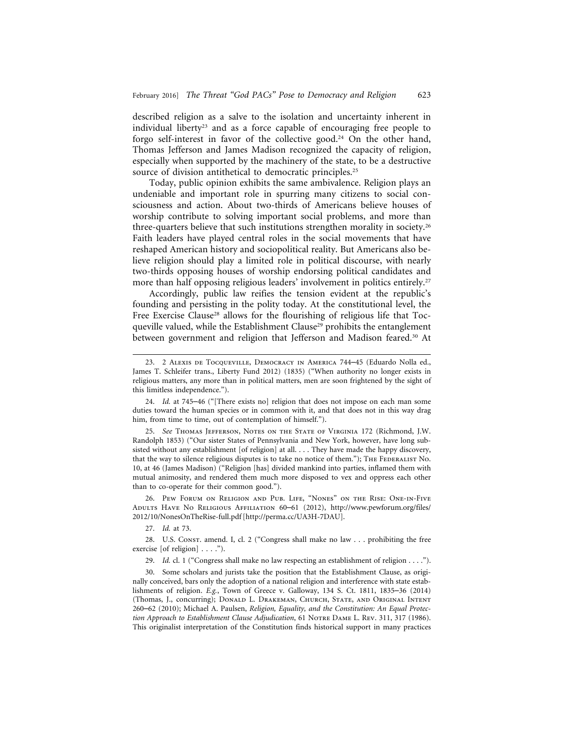described religion as a salve to the isolation and uncertainty inherent in individual liberty[23] and as a force capable of encouraging free people to forgo self-interest in favor of the collective good.[24] On the other hand, Thomas Jefferson and James Madison recognized the capacity of religion, especially when supported by the machinery of the state, to be a destructive source of division antithetical to democratic principles.[25]

Today, public opinion exhibits the same ambivalence. Religion plays an undeniable and important role in spurring many citizens to social consciousness and action. About two-thirds of Americans believe houses of worship contribute to solving important social problems, and more than three-quarters believe that such institutions strengthen morality in society.[26] Faith leaders have played central roles in the social movements that have reshaped American history and sociopolitical reality. But Americans also believe religion should play a limited role in political discourse, with nearly two-thirds opposing houses of worship endorsing political candidates and more than half opposing religious leaders' involvement in politics entirely.[27]

Accordingly, public law reifies the tension evident at the republic's founding and persisting in the polity today. At the constitutional level, the Free Exercise Clause[28] allows for the flourishing of religious life that Tocqueville valued, while the Establishment Clause[29] prohibits the entanglement between government and religion that Jefferson and Madison feared.[30] At

---

23. 2 Alexis de Tocqueville, Democracy in America 744–45 (Eduardo Nolla ed., James T. Schleifer trans., Liberty Fund 2012) (1835) ("When authority no longer exists in religious matters, any more than in political matters, men are soon frightened by the sight of this limitless independence.").

24. *Id.* at 745–46 ("[There exists no] religion that does not impose on each man some duties toward the human species or in common with it, and that does not in this way drag him, from time to time, out of contemplation of himself.").

25. *See* Thomas Jefferson, Notes on the State of Virginia 172 (Richmond, J.W. Randolph 1853) ("Our sister States of Pennsylvania and New York, however, have long subsisted without any establishment [of religion] at all. . . . They have made the happy discovery, that the way to silence religious disputes is to take no notice of them."); The Federalist No. 10, at 46 (James Madison) ("Religion [has] divided mankind into parties, inflamed them with mutual animosity, and rendered them much more disposed to vex and oppress each other than to co-operate for their common good.").

26. Pew Forum on Religion and Pub. Life, "Nones" on the Rise: One-in-Five Adults Have No Religious Affiliation 60–61 (2012), http://www.pewforum.org/files/2012/10/NonesOnTheRise-full.pdf [http://perma.cc/UA3H-7DAU].

27. *Id.* at 73.

28. U.S. Const. amend. I, cl. 2 ("Congress shall make no law . . . prohibiting the free exercise [of religion] . . . .").

29. *Id.* cl. 1 ("Congress shall make no law respecting an establishment of religion . . . .").

30. Some scholars and jurists take the position that the Establishment Clause, as originally conceived, bars only the adoption of a national religion and interference with state establishments of religion. *E.g.*, Town of Greece v. Galloway, 134 S. Ct. 1811, 1835–36 (2014) (Thomas, J., concurring); Donald L. Drakeman, Church, State, and Original Intent 260–62 (2010); Michael A. Paulsen, *Religion, Equality, and the Constitution: An Equal Protection Approach to Establishment Clause Adjudication*, 61 Notre Dame L. Rev. 311, 317 (1986). This originalist interpretation of the Constitution finds historical support in many practices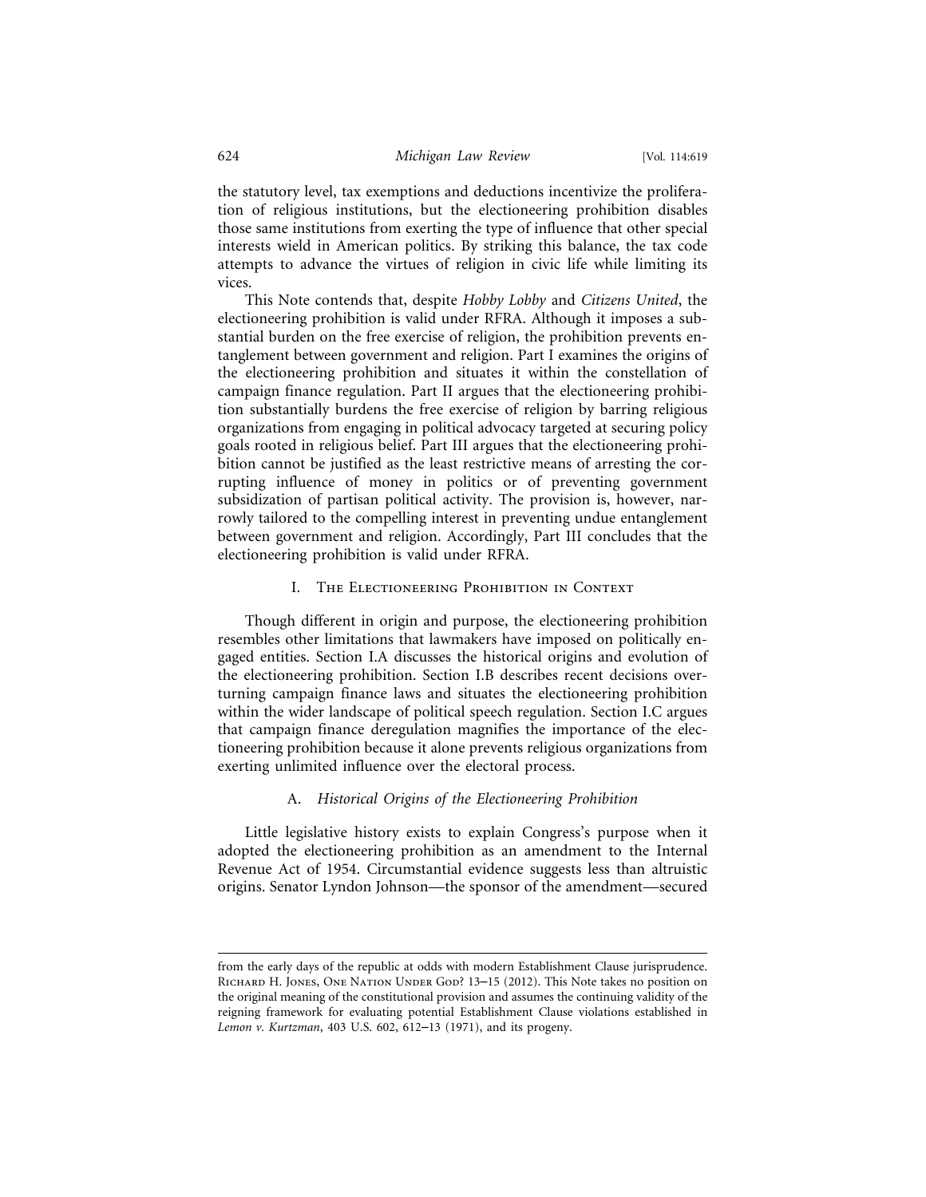the statutory level, tax exemptions and deductions incentivize the proliferation of religious institutions, but the electioneering prohibition disables those same institutions from exerting the type of influence that other special interests wield in American politics. By striking this balance, the tax code attempts to advance the virtues of religion in civic life while limiting its vices.

This Note contends that, despite *Hobby Lobby* and *Citizens United*, the electioneering prohibition is valid under RFRA. Although it imposes a substantial burden on the free exercise of religion, the prohibition prevents entanglement between government and religion. Part I examines the origins of the electioneering prohibition and situates it within the constellation of campaign finance regulation. Part II argues that the electioneering prohibition substantially burdens the free exercise of religion by barring religious organizations from engaging in political advocacy targeted at securing policy goals rooted in religious belief. Part III argues that the electioneering prohibition cannot be justified as the least restrictive means of arresting the corrupting influence of money in politics or of preventing government subsidization of partisan political activity. The provision is, however, narrowly tailored to the compelling interest in preventing undue entanglement between government and religion. Accordingly, Part III concludes that the electioneering prohibition is valid under RFRA.

## I. The Electioneering Prohibition in Context

Though different in origin and purpose, the electioneering prohibition resembles other limitations that lawmakers have imposed on politically engaged entities. Section I.A discusses the historical origins and evolution of the electioneering prohibition. Section I.B describes recent decisions overturning campaign finance laws and situates the electioneering prohibition within the wider landscape of political speech regulation. Section I.C argues that campaign finance deregulation magnifies the importance of the electioneering prohibition because it alone prevents religious organizations from exerting unlimited influence over the electoral process.

### A. *Historical Origins of the Electioneering Prohibition*

Little legislative history exists to explain Congress's purpose when it adopted the electioneering prohibition as an amendment to the Internal Revenue Act of 1954. Circumstantial evidence suggests less than altruistic origins. Senator Lyndon Johnson—the sponsor of the amendment—secured

---

from the early days of the republic at odds with modern Establishment Clause jurisprudence. Richard H. Jones, One Nation Under God? 13–15 (2012). This Note takes no position on the original meaning of the constitutional provision and assumes the continuing validity of the reigning framework for evaluating potential Establishment Clause violations established in *Lemon v. Kurtzman*, 403 U.S. 602, 612–13 (1971), and its progeny.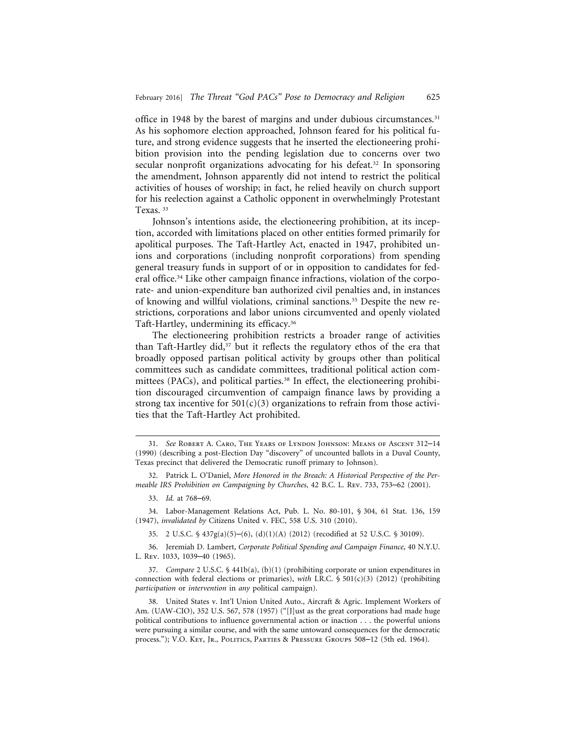office in 1948 by the barest of margins and under dubious circumstances.[31] As his sophomore election approached, Johnson feared for his political future, and strong evidence suggests that he inserted the electioneering prohibition provision into the pending legislation due to concerns over two secular nonprofit organizations advocating for his defeat.[32] In sponsoring the amendment, Johnson apparently did not intend to restrict the political activities of houses of worship; in fact, he relied heavily on church support for his reelection against a Catholic opponent in overwhelmingly Protestant Texas.[33]

Johnson's intentions aside, the electioneering prohibition, at its inception, accorded with limitations placed on other entities formed primarily for apolitical purposes. The Taft-Hartley Act, enacted in 1947, prohibited unions and corporations (including nonprofit corporations) from spending general treasury funds in support of or in opposition to candidates for federal office.[34] Like other campaign finance infractions, violation of the corporate- and union-expenditure ban authorized civil penalties and, in instances of knowing and willful violations, criminal sanctions.[35] Despite the new restrictions, corporations and labor unions circumvented and openly violated Taft-Hartley, undermining its efficacy.[36]

The electioneering prohibition restricts a broader range of activities than Taft-Hartley did,[37] but it reflects the regulatory ethos of the era that broadly opposed partisan political activity by groups other than political committees such as candidate committees, traditional political action committees (PACs), and political parties.[38] In effect, the electioneering prohibition discouraged circumvention of campaign finance laws by providing a strong tax incentive for 501(c)(3) organizations to refrain from those activities that the Taft-Hartley Act prohibited.

---

31. *See* Robert A. Caro, The Years of Lyndon Johnson: Means of Ascent 312–14 (1990) (describing a post-Election Day "discovery" of uncounted ballots in a Duval County, Texas precinct that delivered the Democratic runoff primary to Johnson).

32. Patrick L. O'Daniel, *More Honored in the Breach: A Historical Perspective of the Permeable IRS Prohibition on Campaigning by Churches*, 42 B.C. L. Rev. 733, 753–62 (2001).

33. *Id.* at 768–69.

34. Labor-Management Relations Act, Pub. L. No. 80-101, § 304, 61 Stat. 136, 159 (1947), *invalidated by* Citizens United v. FEC, 558 U.S. 310 (2010).

35. 2 U.S.C. § 437g(a)(5)–(6), (d)(1)(A) (2012) (recodified at 52 U.S.C. § 30109).

36. Jeremiah D. Lambert, *Corporate Political Spending and Campaign Finance*, 40 N.Y.U. L. Rev. 1033, 1039–40 (1965).

37. *Compare* 2 U.S.C. § 441b(a), (b)(1) (prohibiting corporate or union expenditures in connection with federal elections or primaries), *with* I.R.C. § 501(c)(3) (2012) (prohibiting *participation* or *intervention* in *any* political campaign).

38. United States v. Int'l Union United Auto., Aircraft & Agric. Implement Workers of Am. (UAW-CIO), 352 U.S. 567, 578 (1957) ("[J]ust as the great corporations had made huge political contributions to influence governmental action or inaction . . . the powerful unions were pursuing a similar course, and with the same untoward consequences for the democratic process."); V.O. Key, Jr., Politics, Parties & Pressure Groups 508–12 (5th ed. 1964).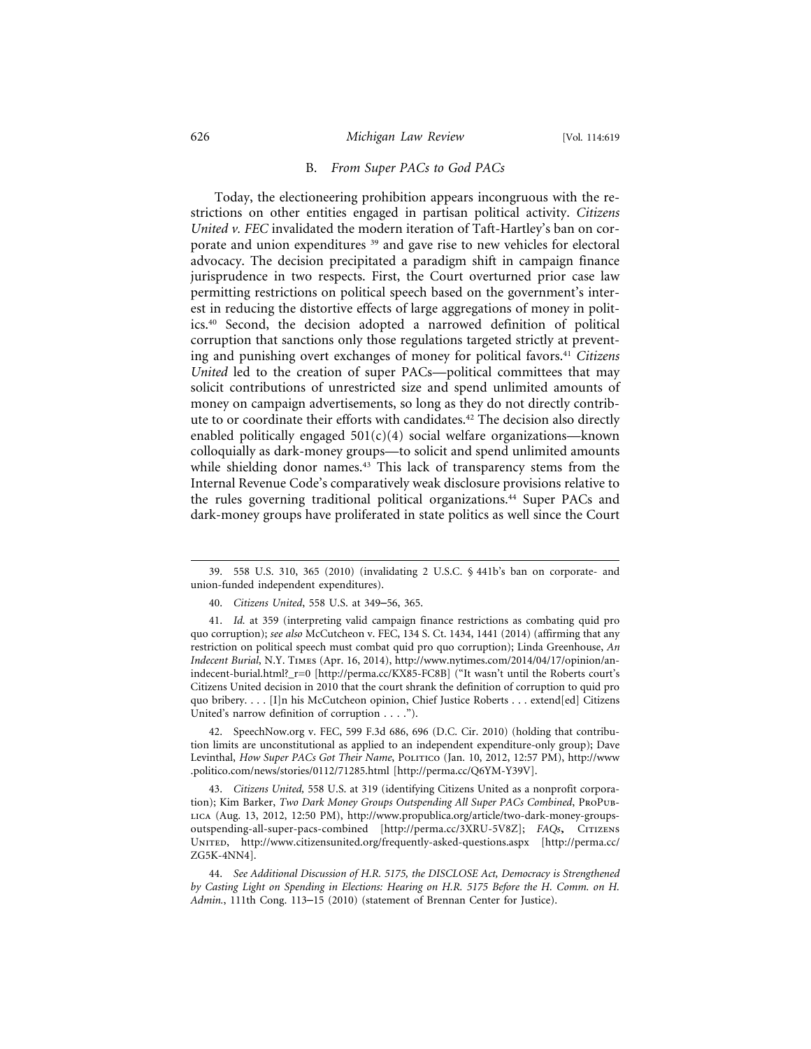### B. *From Super PACs to God PACs*

Today, the electioneering prohibition appears incongruous with the restrictions on other entities engaged in partisan political activity. *Citizens United v. FEC* invalidated the modern iteration of Taft-Hartley's ban on corporate and union expenditures [39] and gave rise to new vehicles for electoral advocacy. The decision precipitated a paradigm shift in campaign finance jurisprudence in two respects. First, the Court overturned prior case law permitting restrictions on political speech based on the government's interest in reducing the distortive effects of large aggregations of money in politics.[40] Second, the decision adopted a narrowed definition of political corruption that sanctions only those regulations targeted strictly at preventing and punishing overt exchanges of money for political favors.[41] *Citizens United* led to the creation of super PACs—political committees that may solicit contributions of unrestricted size and spend unlimited amounts of money on campaign advertisements, so long as they do not directly contribute to or coordinate their efforts with candidates.[42] The decision also directly enabled politically engaged 501(c)(4) social welfare organizations—known colloquially as dark-money groups—to solicit and spend unlimited amounts while shielding donor names.[43] This lack of transparency stems from the Internal Revenue Code's comparatively weak disclosure provisions relative to the rules governing traditional political organizations.[44] Super PACs and dark-money groups have proliferated in state politics as well since the Court

---

39. 558 U.S. 310, 365 (2010) (invalidating 2 U.S.C. § 441b's ban on corporate- and union-funded independent expenditures).

40. *Citizens United*, 558 U.S. at 349–56, 365.

41. *Id.* at 359 (interpreting valid campaign finance restrictions as combating quid pro quo corruption); *see also* McCutcheon v. FEC, 134 S. Ct. 1434, 1441 (2014) (affirming that any restriction on political speech must combat quid pro quo corruption); Linda Greenhouse, *An Indecent Burial*, N.Y. Times (Apr. 16, 2014), http://www.nytimes.com/2014/04/17/opinion/an-indecent-burial.html?_r=0 [http://perma.cc/KX85-FC8B] ("It wasn't until the Roberts court's Citizens United decision in 2010 that the court shrank the definition of corruption to quid pro quo bribery. . . . [I]n his McCutcheon opinion, Chief Justice Roberts . . . extend[ed] Citizens United's narrow definition of corruption . . . .").

42. SpeechNow.org v. FEC, 599 F.3d 686, 696 (D.C. Cir. 2010) (holding that contribution limits are unconstitutional as applied to an independent expenditure-only group); Dave Levinthal, *How Super PACs Got Their Name*, Politico (Jan. 10, 2012, 12:57 PM), http://www.politico.com/news/stories/0112/71285.html [http://perma.cc/Q6YM-Y39V].

43. *Citizens United*, 558 U.S. at 319 (identifying Citizens United as a nonprofit corporation); Kim Barker, *Two Dark Money Groups Outspending All Super PACs Combined*, ProPublica (Aug. 13, 2012, 12:50 PM), http://www.propublica.org/article/two-dark-money-groups-outspending-all-super-pacs-combined [http://perma.cc/3XRU-5V8Z]; *FAQs*, Citizens United, http://www.citizensunited.org/frequently-asked-questions.aspx [http://perma.cc/ZG5K-4NN4].

44. *See Additional Discussion of H.R. 5175, the DISCLOSE Act, Democracy is Strengthened by Casting Light on Spending in Elections: Hearing on H.R. 5175 Before the H. Comm. on H. Admin.*, 111th Cong. 113–15 (2010) (statement of Brennan Center for Justice).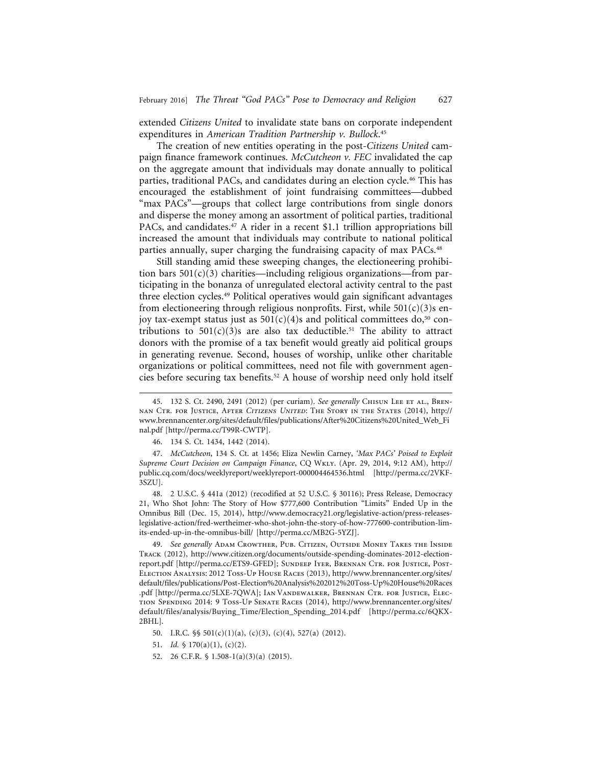extended *Citizens United* to invalidate state bans on corporate independent expenditures in *American Tradition Partnership v. Bullock*.[45]

The creation of new entities operating in the post-*Citizens United* campaign finance framework continues. *McCutcheon v. FEC* invalidated the cap on the aggregate amount that individuals may donate annually to political parties, traditional PACs, and candidates during an election cycle.[46] This has encouraged the establishment of joint fundraising committees—dubbed "max PACs"—groups that collect large contributions from single donors and disperse the money among an assortment of political parties, traditional PACs, and candidates.[47] A rider in a recent $1.1 trillion appropriations bill increased the amount that individuals may contribute to national political parties annually, super charging the fundraising capacity of max PACs.[48]

Still standing amid these sweeping changes, the electioneering prohibition bars 501(c)(3) charities—including religious organizations—from participating in the bonanza of unregulated electoral activity central to the past three election cycles.[49] Political operatives would gain significant advantages from electioneering through religious nonprofits. First, while 501(c)(3)s enjoy tax-exempt status just as 501(c)(4)s and political committees do,[50] contributions to 501(c)(3)s are also tax deductible.[51] The ability to attract donors with the promise of a tax benefit would greatly aid political groups in generating revenue. Second, houses of worship, unlike other charitable organizations or political committees, need not file with government agencies before securing tax benefits.[52] A house of worship need only hold itself

---

45. 132 S. Ct. 2490, 2491 (2012) (per curiam). *See generally* Chisun Lee et al., Brennan Ctr. for Justice, After *Citizens United*: The Story in the States (2014), http://www.brennancenter.org/sites/default/files/publications/After%20Citizens%20United_Web_Final.pdf [http://perma.cc/T99R-CWTP].

46. 134 S. Ct. 1434, 1442 (2014).

47. *McCutcheon*, 134 S. Ct. at 1456; Eliza Newlin Carney, *'Max PACs' Poised to Exploit Supreme Court Decision on Campaign Finance*, CQ Wkly. (Apr. 29, 2014, 9:12 AM), http://public.cq.com/docs/weeklyreport/weeklyreport-000004464536.html [http://perma.cc/2VKF-3SZU].

48. 2 U.S.C. § 441a (2012) (recodified at 52 U.S.C. § 30116); Press Release, Democracy 21, Who Shot John: The Story of How $777,600 Contribution "Limits" Ended Up in the Omnibus Bill (Dec. 15, 2014), http://www.democracy21.org/legislative-action/press-releases-legislative-action/fred-wertheimer-who-shot-john-the-story-of-how-777600-contribution-limits-ended-up-in-the-omnibus-bill/ [http://perma.cc/MB2G-5YZJ].

49. *See generally* Adam Crowther, Pub. Citizen, Outside Money Takes the Inside Track (2012), http://www.citizen.org/documents/outside-spending-dominates-2012-election-report.pdf [http://perma.cc/ETS9-GFED]; Sundeep Iyer, Brennan Ctr. for Justice, Post-Election Analysis: 2012 Toss-Up House Races (2013), http://www.brennancenter.org/sites/default/files/publications/Post-Election%20Analysis%202012%20Toss-Up%20House%20Races.pdf [http://perma.cc/5LXE-7QWA]; Ian Vandewalker, Brennan Ctr. for Justice, Election Spending 2014: 9 Toss-Up Senate Races (2014), http://www.brennancenter.org/sites/default/files/analysis/Buying_Time/Election_Spending_2014.pdf [http://perma.cc/6QKX-2BHL].

50. I.R.C. §§ 501(c)(1)(a), (c)(3), (c)(4), 527(a) (2012).

51. *Id.* § 170(a)(1), (c)(2).

52. 26 C.F.R. § 1.508-1(a)(3)(a) (2015).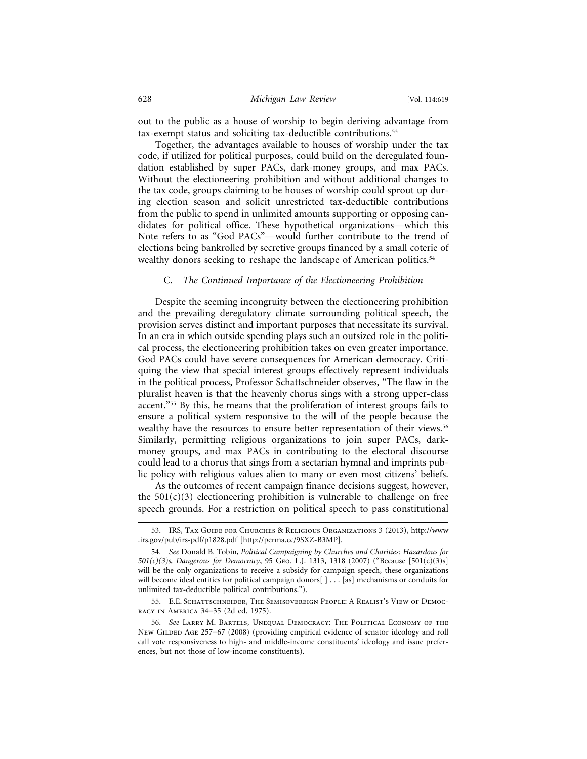out to the public as a house of worship to begin deriving advantage from tax-exempt status and soliciting tax-deductible contributions.[53]

Together, the advantages available to houses of worship under the tax code, if utilized for political purposes, could build on the deregulated foundation established by super PACs, dark-money groups, and max PACs. Without the electioneering prohibition and without additional changes to the tax code, groups claiming to be houses of worship could sprout up during election season and solicit unrestricted tax-deductible contributions from the public to spend in unlimited amounts supporting or opposing candidates for political office. These hypothetical organizations—which this Note refers to as "God PACs"—would further contribute to the trend of elections being bankrolled by secretive groups financed by a small coterie of wealthy donors seeking to reshape the landscape of American politics.[54]

### C. *The Continued Importance of the Electioneering Prohibition*

Despite the seeming incongruity between the electioneering prohibition and the prevailing deregulatory climate surrounding political speech, the provision serves distinct and important purposes that necessitate its survival. In an era in which outside spending plays such an outsized role in the political process, the electioneering prohibition takes on even greater importance. God PACs could have severe consequences for American democracy. Critiquing the view that special interest groups effectively represent individuals in the political process, Professor Schattschneider observes, "The flaw in the pluralist heaven is that the heavenly chorus sings with a strong upper-class accent."[55] By this, he means that the proliferation of interest groups fails to ensure a political system responsive to the will of the people because the wealthy have the resources to ensure better representation of their views.[56] Similarly, permitting religious organizations to join super PACs, dark-money groups, and max PACs in contributing to the electoral discourse could lead to a chorus that sings from a sectarian hymnal and imprints public policy with religious values alien to many or even most citizens' beliefs.

As the outcomes of recent campaign finance decisions suggest, however, the 501(c)(3) electioneering prohibition is vulnerable to challenge on free speech grounds. For a restriction on political speech to pass constitutional

---

53. IRS, Tax Guide for Churches & Religious Organizations 3 (2013), http://www.irs.gov/pub/irs-pdf/p1828.pdf [http://perma.cc/9SXZ-B3MP].

54. *See* Donald B. Tobin, *Political Campaigning by Churches and Charities: Hazardous for 501(c)(3)s, Dangerous for Democracy*, 95 Geo. L.J. 1313, 1318 (2007) ("Because [501(c)(3)s] will be the only organizations to receive a subsidy for campaign speech, these organizations will become ideal entities for political campaign donors[ ] . . . [as] mechanisms or conduits for unlimited tax-deductible political contributions.").

55. E.E. Schattschneider, The Semisovereign People: A Realist's View of Democracy in America 34–35 (2d ed. 1975).

56. *See* Larry M. Bartels, Unequal Democracy: The Political Economy of the New Gilded Age 257–67 (2008) (providing empirical evidence of senator ideology and roll call vote responsiveness to high- and middle-income constituents' ideology and issue preferences, but not those of low-income constituents).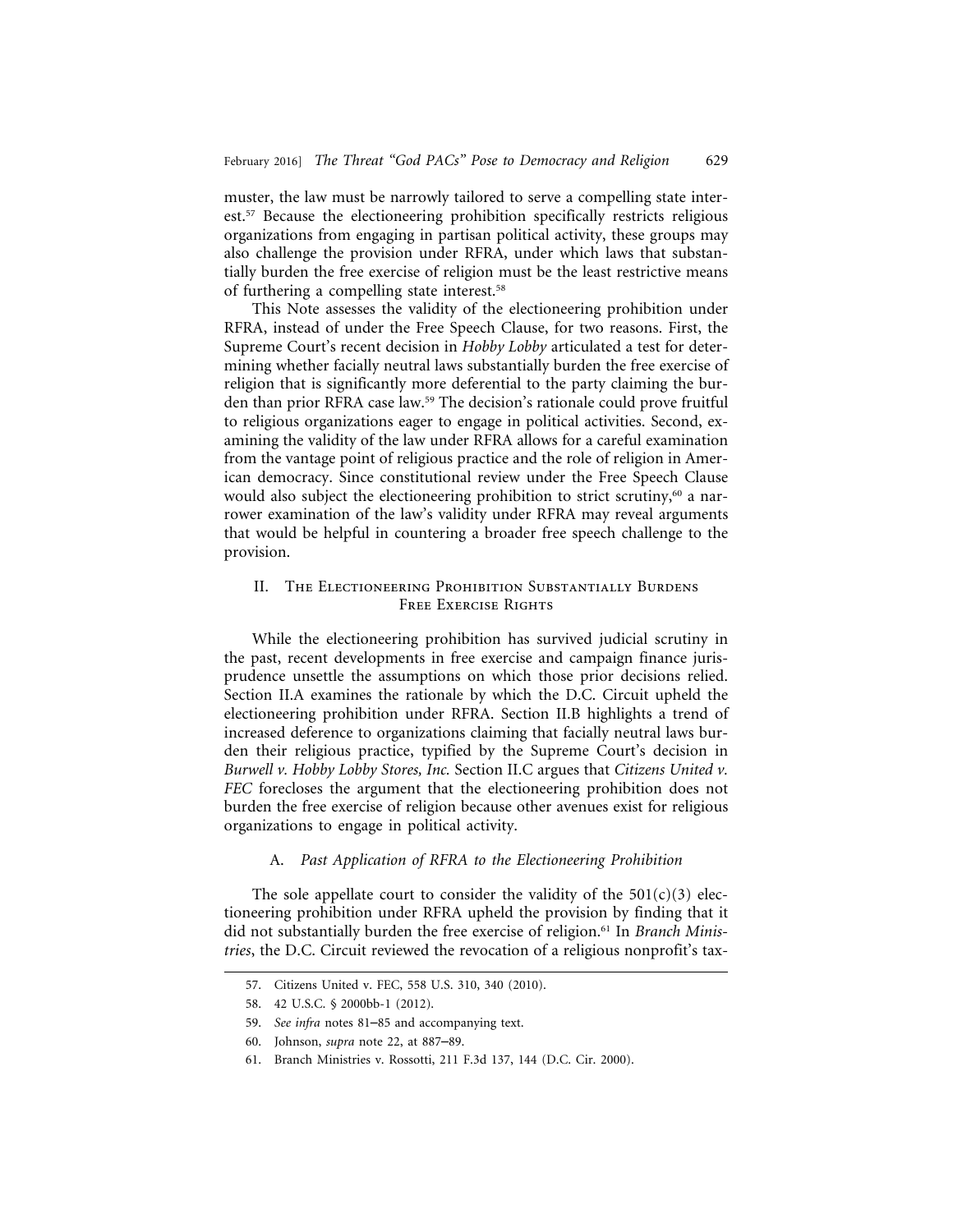muster, the law must be narrowly tailored to serve a compelling state interest.[57] Because the electioneering prohibition specifically restricts religious organizations from engaging in partisan political activity, these groups may also challenge the provision under RFRA, under which laws that substantially burden the free exercise of religion must be the least restrictive means of furthering a compelling state interest.[58]

This Note assesses the validity of the electioneering prohibition under RFRA, instead of under the Free Speech Clause, for two reasons. First, the Supreme Court's recent decision in *Hobby Lobby* articulated a test for determining whether facially neutral laws substantially burden the free exercise of religion that is significantly more deferential to the party claiming the burden than prior RFRA case law.[59] The decision's rationale could prove fruitful to religious organizations eager to engage in political activities. Second, examining the validity of the law under RFRA allows for a careful examination from the vantage point of religious practice and the role of religion in American democracy. Since constitutional review under the Free Speech Clause would also subject the electioneering prohibition to strict scrutiny,[60] a narrower examination of the law's validity under RFRA may reveal arguments that would be helpful in countering a broader free speech challenge to the provision.

## II. The Electioneering Prohibition Substantially Burdens Free Exercise Rights

While the electioneering prohibition has survived judicial scrutiny in the past, recent developments in free exercise and campaign finance jurisprudence unsettle the assumptions on which those prior decisions relied. Section II.A examines the rationale by which the D.C. Circuit upheld the electioneering prohibition under RFRA. Section II.B highlights a trend of increased deference to organizations claiming that facially neutral laws burden their religious practice, typified by the Supreme Court's decision in *Burwell v. Hobby Lobby Stores, Inc.* Section II.C argues that *Citizens United v. FEC* forecloses the argument that the electioneering prohibition does not burden the free exercise of religion because other avenues exist for religious organizations to engage in political activity.

### A. *Past Application of RFRA to the Electioneering Prohibition*

The sole appellate court to consider the validity of the 501(c)(3) electioneering prohibition under RFRA upheld the provision by finding that it did not substantially burden the free exercise of religion.[61] In *Branch Ministries*, the D.C. Circuit reviewed the revocation of a religious nonprofit's tax-

---

57. Citizens United v. FEC, 558 U.S. 310, 340 (2010).

58. 42 U.S.C. § 2000bb-1 (2012).

59. *See infra* notes 81–85 and accompanying text.

60. Johnson, *supra* note 22, at 887–89.

61. Branch Ministries v. Rossotti, 211 F.3d 137, 144 (D.C. Cir. 2000).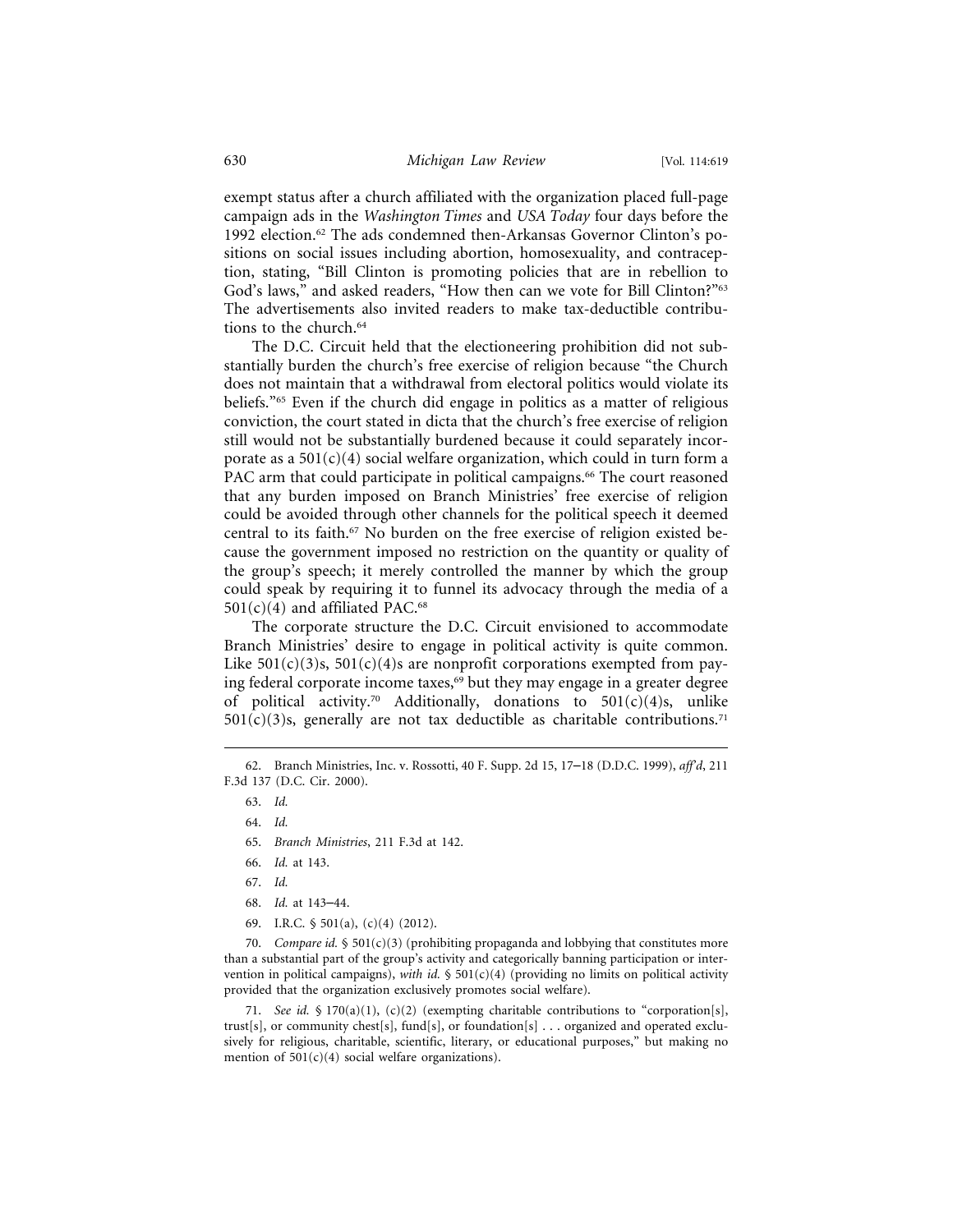exempt status after a church affiliated with the organization placed full-page campaign ads in the *Washington Times* and *USA Today* four days before the 1992 election.[62] The ads condemned then-Arkansas Governor Clinton's positions on social issues including abortion, homosexuality, and contraception, stating, "Bill Clinton is promoting policies that are in rebellion to God's laws," and asked readers, "How then can we vote for Bill Clinton?"[63] The advertisements also invited readers to make tax-deductible contributions to the church.[64]

The D.C. Circuit held that the electioneering prohibition did not substantially burden the church's free exercise of religion because "the Church does not maintain that a withdrawal from electoral politics would violate its beliefs."[65] Even if the church did engage in politics as a matter of religious conviction, the court stated in dicta that the church's free exercise of religion still would not be substantially burdened because it could separately incorporate as a 501(c)(4) social welfare organization, which could in turn form a PAC arm that could participate in political campaigns.[66] The court reasoned that any burden imposed on Branch Ministries' free exercise of religion could be avoided through other channels for the political speech it deemed central to its faith.[67] No burden on the free exercise of religion existed because the government imposed no restriction on the quantity or quality of the group's speech; it merely controlled the manner by which the group could speak by requiring it to funnel its advocacy through the media of a 501(c)(4) and affiliated PAC.[68]

The corporate structure the D.C. Circuit envisioned to accommodate Branch Ministries' desire to engage in political activity is quite common. Like 501(c)(3)s, 501(c)(4)s are nonprofit corporations exempted from paying federal corporate income taxes,[69] but they may engage in a greater degree of political activity.[70] Additionally, donations to 501(c)(4)s, unlike 501(c)(3)s, generally are not tax deductible as charitable contributions.[71]

---

62. Branch Ministries, Inc. v. Rossotti, 40 F. Supp. 2d 15, 17–18 (D.D.C. 1999), *aff'd*, 211 F.3d 137 (D.C. Cir. 2000).

63. *Id.*

64. *Id.*

65. *Branch Ministries*, 211 F.3d at 142.

66. *Id.* at 143.

67. *Id.*

68. *Id.* at 143–44.

69. I.R.C. § 501(a), (c)(4) (2012).

70. *Compare id.* § 501(c)(3) (prohibiting propaganda and lobbying that constitutes more than a substantial part of the group's activity and categorically banning participation or intervention in political campaigns), *with id.* § 501(c)(4) (providing no limits on political activity provided that the organization exclusively promotes social welfare).

71. *See id.* § 170(a)(1), (c)(2) (exempting charitable contributions to "corporation[s], trust[s], or community chest[s], fund[s], or foundation[s] . . . organized and operated exclusively for religious, charitable, scientific, literary, or educational purposes," but making no mention of 501(c)(4) social welfare organizations).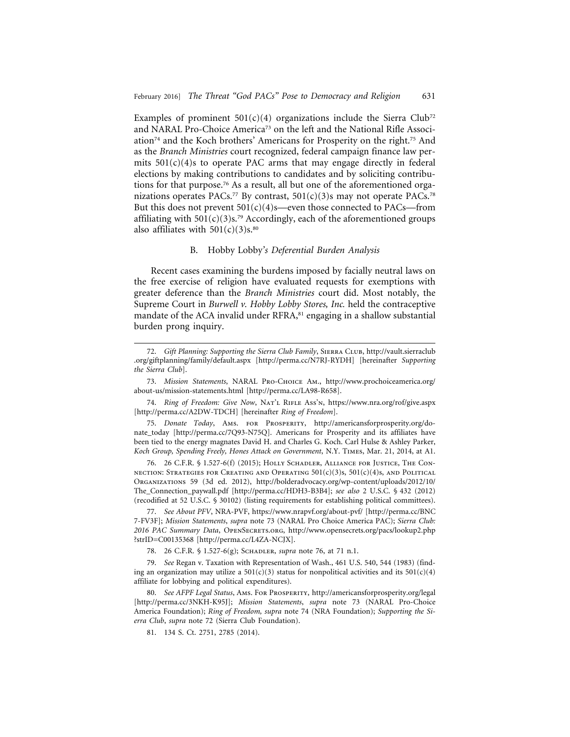Examples of prominent 501(c)(4) organizations include the Sierra Club[72] and NARAL Pro-Choice America[73] on the left and the National Rifle Association[74] and the Koch brothers' Americans for Prosperity on the right.[75] And as the *Branch Ministries* court recognized, federal campaign finance law permits 501(c)(4)s to operate PAC arms that may engage directly in federal elections by making contributions to candidates and by soliciting contributions for that purpose.[76] As a result, all but one of the aforementioned organizations operates PACs.[77] By contrast, 501(c)(3)s may not operate PACs.[78] But this does not prevent 501(c)(4)s—even those connected to PACs—from affiliating with 501(c)(3)s.[79] Accordingly, each of the aforementioned groups also affiliates with 501(c)(3)s.[80]

### B. *Hobby Lobby's Deferential Burden Analysis*

Recent cases examining the burdens imposed by facially neutral laws on the free exercise of religion have evaluated requests for exemptions with greater deference than the *Branch Ministries* court did. Most notably, the Supreme Court in *Burwell v. Hobby Lobby Stores, Inc.* held the contraceptive mandate of the ACA invalid under RFRA,[81] engaging in a shallow substantial burden prong inquiry.

---

72. *Gift Planning: Supporting the Sierra Club Family*, Sierra Club, http://vault.sierraclub.org/giftplanning/family/default.aspx [http://perma.cc/N7RJ-RYDH] [hereinafter *Supporting the Sierra Club*].

73. *Mission Statements*, NARAL Pro-Choice Am., http://www.prochoiceamerica.org/about-us/mission-statements.html [http://perma.cc/LA98-R658].

74. *Ring of Freedom: Give Now*, Nat'l Rifle Ass'n, https://www.nra.org/rof/give.aspx [http://perma.cc/A2DW-TDCH] [hereinafter *Ring of Freedom*].

75. *Donate Today*, Ams. for Prosperity, http://americansforprosperity.org/donate_today [http://perma.cc/7Q93-N75Q]. Americans for Prosperity and its affiliates have been tied to the energy magnates David H. and Charles G. Koch. Carl Hulse & Ashley Parker, *Koch Group, Spending Freely, Hones Attack on Government*, N.Y. Times, Mar. 21, 2014, at A1.

76. 26 C.F.R. § 1.527-6(f) (2015); Holly Schadler, Alliance for Justice, The Connection: Strategies for Creating and Operating 501(c)(3)s, 501(c)(4)s, and Political Organizations 59 (3d ed. 2012), http://bolderadvocacy.org/wp-content/uploads/2012/10/The_Connection_paywall.pdf [http://perma.cc/HDH3-B3B4]; *see also* 2 U.S.C. § 432 (2012) (recodified at 52 U.S.C. § 30102) (listing requirements for establishing political committees).

77. *See About PFV*, NRA-PVF, https://www.nrapvf.org/about-pvf/ [http://perma.cc/BNC7-FV3F]; *Mission Statements*, *supra* note 73 (NARAL Pro Choice America PAC); *Sierra Club: 2016 PAC Summary Data*, OpenSecrets.org, http://www.opensecrets.org/pacs/lookup2.php?strID=C00135368 [http://perma.cc/L4ZA-NCJX].

78. 26 C.F.R. § 1.527-6(g); Schadler, *supra* note 76, at 71 n.1.

79. *See* Regan v. Taxation with Representation of Wash., 461 U.S. 540, 544 (1983) (finding an organization may utilize a 501(c)(3) status for nonpolitical activities and its 501(c)(4) affiliate for lobbying and political expenditures).

80. *See AFPF Legal Status*, Ams. For Prosperity, http://americansforprosperity.org/legal [http://perma.cc/3NKH-K95J]; *Mission Statements*, *supra* note 73 (NARAL Pro-Choice America Foundation); *Ring of Freedom*, *supra* note 74 (NRA Foundation); *Supporting the Sierra Club*, *supra* note 72 (Sierra Club Foundation).

81. 134 S. Ct. 2751, 2785 (2014).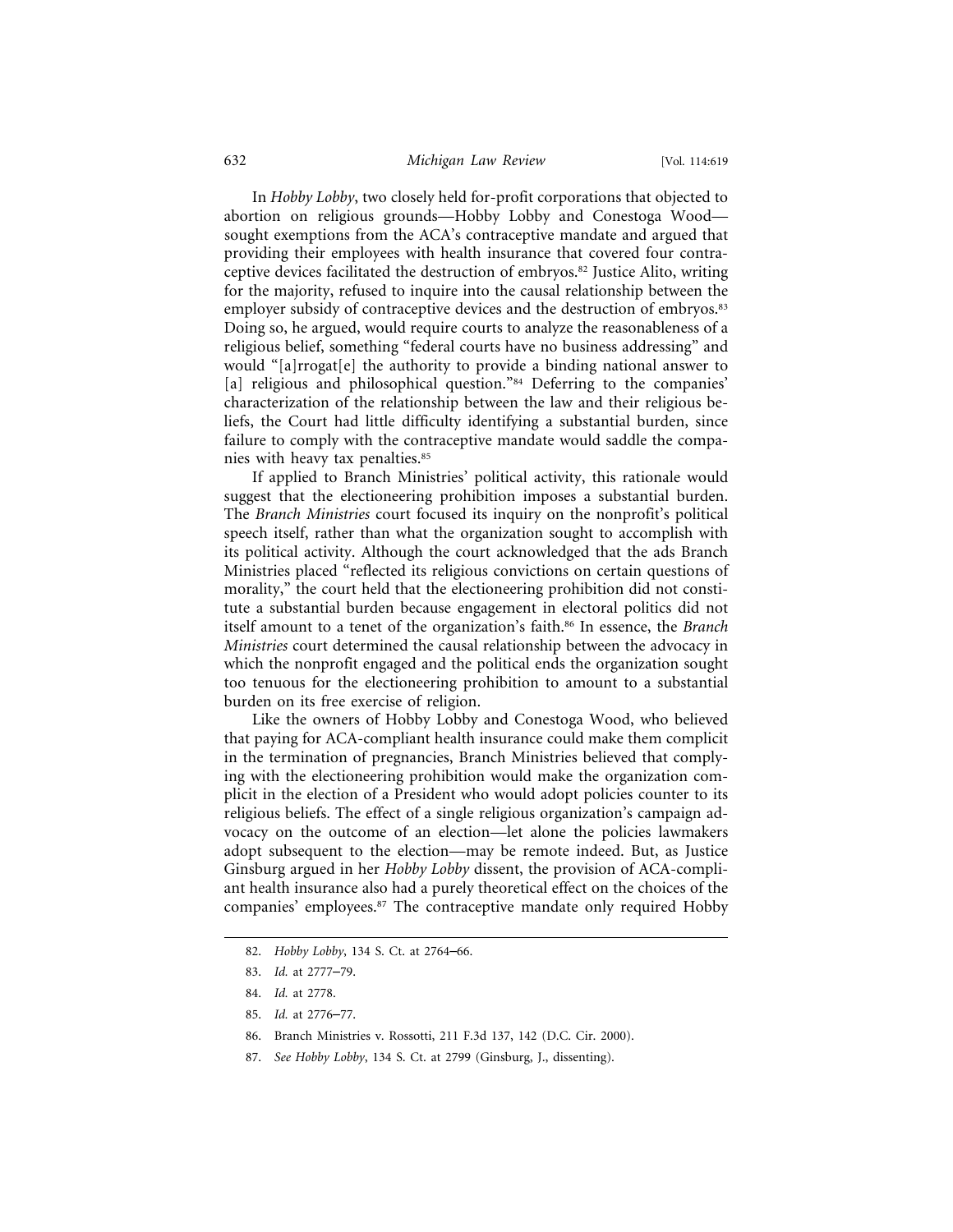In *Hobby Lobby*, two closely held for-profit corporations that objected to abortion on religious grounds—Hobby Lobby and Conestoga Wood—sought exemptions from the ACA's contraceptive mandate and argued that providing their employees with health insurance that covered four contraceptive devices facilitated the destruction of embryos.[82] Justice Alito, writing for the majority, refused to inquire into the causal relationship between the employer subsidy of contraceptive devices and the destruction of embryos.[83] Doing so, he argued, would require courts to analyze the reasonableness of a religious belief, something "federal courts have no business addressing" and would "[a]rrogat[e] the authority to provide a binding national answer to [a] religious and philosophical question."[84] Deferring to the companies' characterization of the relationship between the law and their religious beliefs, the Court had little difficulty identifying a substantial burden, since failure to comply with the contraceptive mandate would saddle the companies with heavy tax penalties.[85]

If applied to Branch Ministries' political activity, this rationale would suggest that the electioneering prohibition imposes a substantial burden. The *Branch Ministries* court focused its inquiry on the nonprofit's political speech itself, rather than what the organization sought to accomplish with its political activity. Although the court acknowledged that the ads Branch Ministries placed "reflected its religious convictions on certain questions of morality," the court held that the electioneering prohibition did not constitute a substantial burden because engagement in electoral politics did not itself amount to a tenet of the organization's faith.[86] In essence, the *Branch Ministries* court determined the causal relationship between the advocacy in which the nonprofit engaged and the political ends the organization sought too tenuous for the electioneering prohibition to amount to a substantial burden on its free exercise of religion.

Like the owners of Hobby Lobby and Conestoga Wood, who believed that paying for ACA-compliant health insurance could make them complicit in the termination of pregnancies, Branch Ministries believed that complying with the electioneering prohibition would make the organization complicit in the election of a President who would adopt policies counter to its religious beliefs. The effect of a single religious organization's campaign advocacy on the outcome of an election—let alone the policies lawmakers adopt subsequent to the election—may be remote indeed. But, as Justice Ginsburg argued in her *Hobby Lobby* dissent, the provision of ACA-compliant health insurance also had a purely theoretical effect on the choices of the companies' employees.[87] The contraceptive mandate only required Hobby

---

82. *Hobby Lobby*, 134 S. Ct. at 2764–66.

83. *Id.* at 2777–79.

84. *Id.* at 2778.

85. *Id.* at 2776–77.

86. Branch Ministries v. Rossotti, 211 F.3d 137, 142 (D.C. Cir. 2000).

87. *See Hobby Lobby*, 134 S. Ct. at 2799 (Ginsburg, J., dissenting).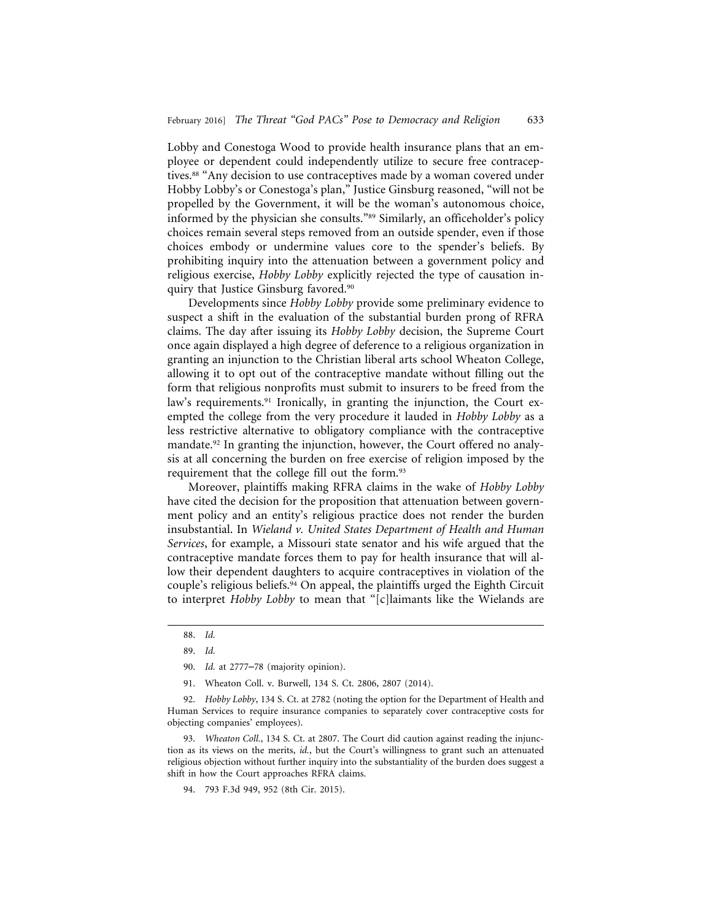Lobby and Conestoga Wood to provide health insurance plans that an employee or dependent could independently utilize to secure free contraceptives.[88] "Any decision to use contraceptives made by a woman covered under Hobby Lobby's or Conestoga's plan," Justice Ginsburg reasoned, "will not be propelled by the Government, it will be the woman's autonomous choice, informed by the physician she consults."[89] Similarly, an officeholder's policy choices remain several steps removed from an outside spender, even if those choices embody or undermine values core to the spender's beliefs. By prohibiting inquiry into the attenuation between a government policy and religious exercise, *Hobby Lobby* explicitly rejected the type of causation inquiry that Justice Ginsburg favored.[90]

Developments since *Hobby Lobby* provide some preliminary evidence to suspect a shift in the evaluation of the substantial burden prong of RFRA claims. The day after issuing its *Hobby Lobby* decision, the Supreme Court once again displayed a high degree of deference to a religious organization in granting an injunction to the Christian liberal arts school Wheaton College, allowing it to opt out of the contraceptive mandate without filling out the form that religious nonprofits must submit to insurers to be freed from the law's requirements.[91] Ironically, in granting the injunction, the Court exempted the college from the very procedure it lauded in *Hobby Lobby* as a less restrictive alternative to obligatory compliance with the contraceptive mandate.[92] In granting the injunction, however, the Court offered no analysis at all concerning the burden on free exercise of religion imposed by the requirement that the college fill out the form.[93]

Moreover, plaintiffs making RFRA claims in the wake of *Hobby Lobby* have cited the decision for the proposition that attenuation between government policy and an entity's religious practice does not render the burden insubstantial. In *Wieland v. United States Department of Health and Human Services*, for example, a Missouri state senator and his wife argued that the contraceptive mandate forces them to pay for health insurance that will allow their dependent daughters to acquire contraceptives in violation of the couple's religious beliefs.[94] On appeal, the plaintiffs urged the Eighth Circuit to interpret *Hobby Lobby* to mean that "[c]laimants like the Wielands are

---

88. *Id.*

89. *Id.*

90. *Id.* at 2777–78 (majority opinion).

91. Wheaton Coll. v. Burwell, 134 S. Ct. 2806, 2807 (2014).

92. *Hobby Lobby*, 134 S. Ct. at 2782 (noting the option for the Department of Health and Human Services to require insurance companies to separately cover contraceptive costs for objecting companies' employees).

93. *Wheaton Coll.*, 134 S. Ct. at 2807. The Court did caution against reading the injunction as its views on the merits, *id.*, but the Court's willingness to grant such an attenuated religious objection without further inquiry into the substantiality of the burden does suggest a shift in how the Court approaches RFRA claims.

94. 793 F.3d 949, 952 (8th Cir. 2015).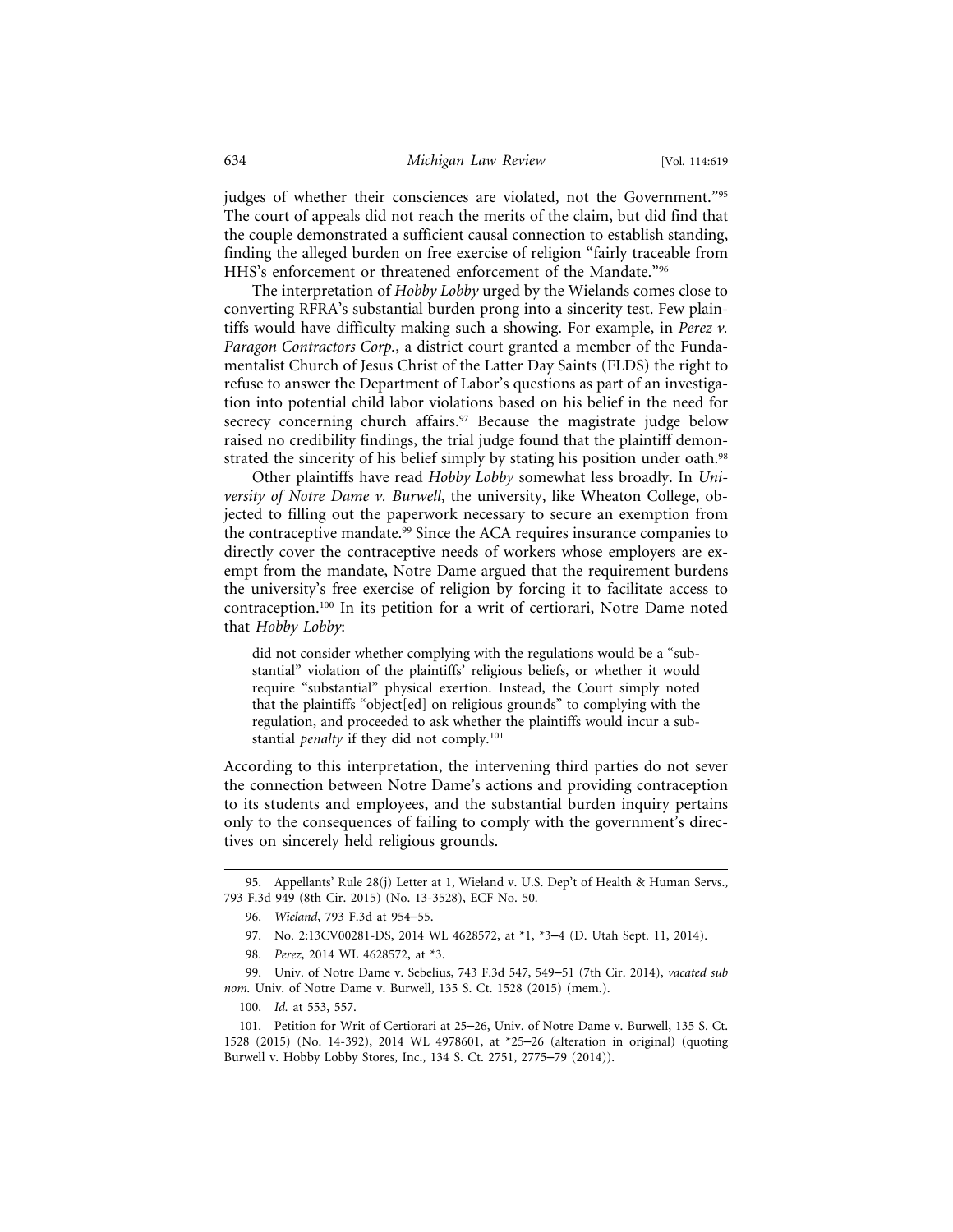judges of whether their consciences are violated, not the Government."[95] The court of appeals did not reach the merits of the claim, but did find that the couple demonstrated a sufficient causal connection to establish standing, finding the alleged burden on free exercise of religion "fairly traceable from HHS's enforcement or threatened enforcement of the Mandate."[96]

The interpretation of *Hobby Lobby* urged by the Wielands comes close to converting RFRA's substantial burden prong into a sincerity test. Few plaintiffs would have difficulty making such a showing. For example, in *Perez v. Paragon Contractors Corp.*, a district court granted a member of the Fundamentalist Church of Jesus Christ of the Latter Day Saints (FLDS) the right to refuse to answer the Department of Labor's questions as part of an investigation into potential child labor violations based on his belief in the need for secrecy concerning church affairs.[97] Because the magistrate judge below raised no credibility findings, the trial judge found that the plaintiff demonstrated the sincerity of his belief simply by stating his position under oath.[98]

Other plaintiffs have read *Hobby Lobby* somewhat less broadly. In *University of Notre Dame v. Burwell*, the university, like Wheaton College, objected to filling out the paperwork necessary to secure an exemption from the contraceptive mandate.[99] Since the ACA requires insurance companies to directly cover the contraceptive needs of workers whose employers are exempt from the mandate, Notre Dame argued that the requirement burdens the university's free exercise of religion by forcing it to facilitate access to contraception.[100] In its petition for a writ of certiorari, Notre Dame noted that *Hobby Lobby*:

> did not consider whether complying with the regulations would be a "substantial" violation of the plaintiffs' religious beliefs, or whether it would require "substantial" physical exertion. Instead, the Court simply noted that the plaintiffs "object[ed] on religious grounds" to complying with the regulation, and proceeded to ask whether the plaintiffs would incur a substantial *penalty* if they did not comply.[101]

According to this interpretation, the intervening third parties do not sever the connection between Notre Dame's actions and providing contraception to its students and employees, and the substantial burden inquiry pertains only to the consequences of failing to comply with the government's directives on sincerely held religious grounds.

---

95. Appellants' Rule 28(j) Letter at 1, Wieland v. U.S. Dep't of Health & Human Servs., 793 F.3d 949 (8th Cir. 2015) (No. 13-3528), ECF No. 50.

96. *Wieland*, 793 F.3d at 954–55.

97. No. 2:13CV00281-DS, 2014 WL 4628572, at *1, *3–4 (D. Utah Sept. 11, 2014).

98. *Perez*, 2014 WL 4628572, at *3.

99. Univ. of Notre Dame v. Sebelius, 743 F.3d 547, 549–51 (7th Cir. 2014), *vacated sub nom.* Univ. of Notre Dame v. Burwell, 135 S. Ct. 1528 (2015) (mem.).

100. *Id.* at 553, 557.

101. Petition for Writ of Certiorari at 25–26, Univ. of Notre Dame v. Burwell, 135 S. Ct. 1528 (2015) (No. 14-392), 2014 WL 4978601, at *25–26 (alteration in original) (quoting Burwell v. Hobby Lobby Stores, Inc., 134 S. Ct. 2751, 2775–79 (2014)).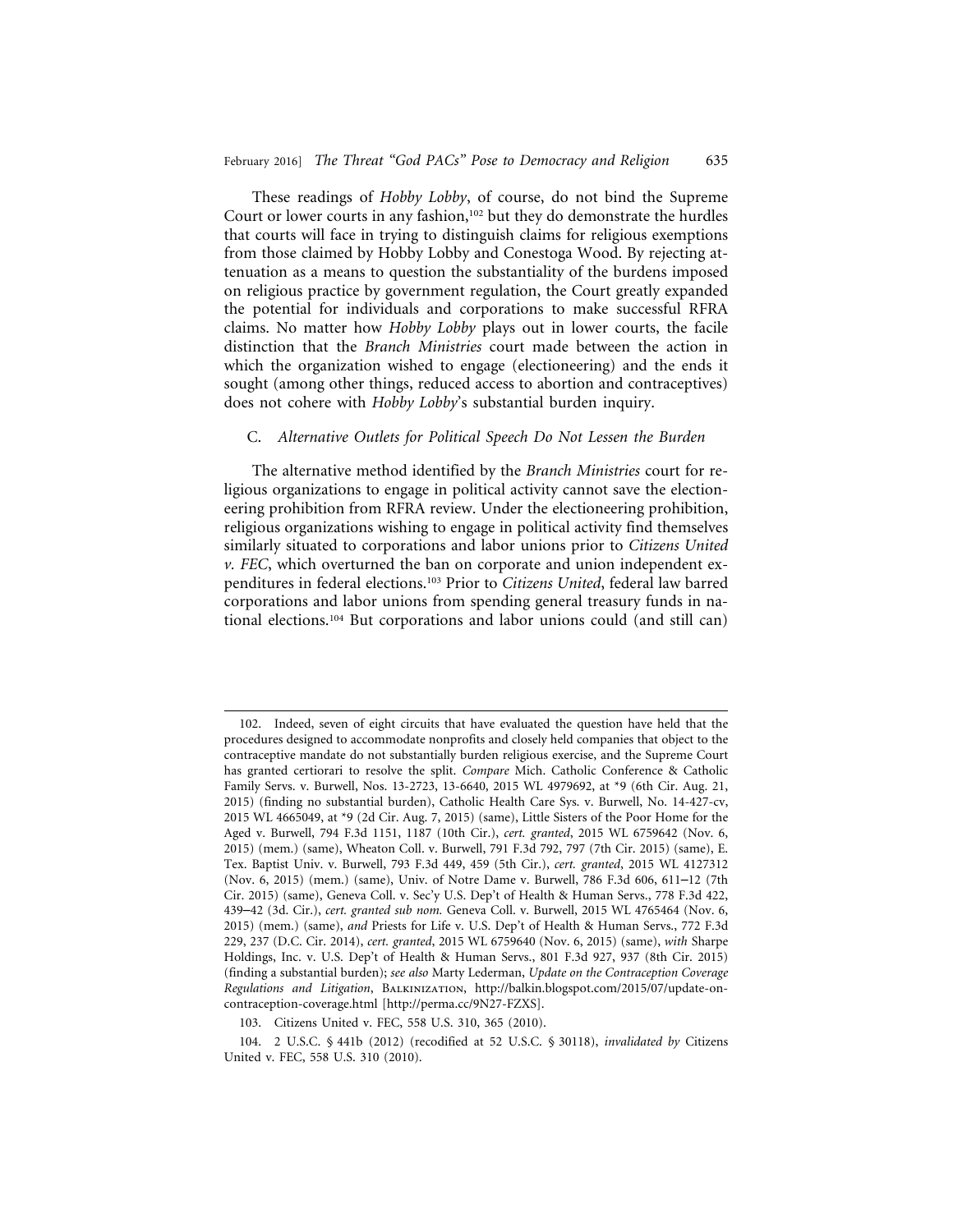These readings of *Hobby Lobby*, of course, do not bind the Supreme Court or lower courts in any fashion,[102] but they do demonstrate the hurdles that courts will face in trying to distinguish claims for religious exemptions from those claimed by Hobby Lobby and Conestoga Wood. By rejecting attenuation as a means to question the substantiality of the burdens imposed on religious practice by government regulation, the Court greatly expanded the potential for individuals and corporations to make successful RFRA claims. No matter how *Hobby Lobby* plays out in lower courts, the facile distinction that the *Branch Ministries* court made between the action in which the organization wished to engage (electioneering) and the ends it sought (among other things, reduced access to abortion and contraceptives) does not cohere with *Hobby Lobby*'s substantial burden inquiry.

### C. *Alternative Outlets for Political Speech Do Not Lessen the Burden*

The alternative method identified by the *Branch Ministries* court for religious organizations to engage in political activity cannot save the electioneering prohibition from RFRA review. Under the electioneering prohibition, religious organizations wishing to engage in political activity find themselves similarly situated to corporations and labor unions prior to *Citizens United v. FEC*, which overturned the ban on corporate and union independent expenditures in federal elections.[103] Prior to *Citizens United*, federal law barred corporations and labor unions from spending general treasury funds in national elections.[104] But corporations and labor unions could (and still can)

---

102. Indeed, seven of eight circuits that have evaluated the question have held that the procedures designed to accommodate nonprofits and closely held companies that object to the contraceptive mandate do not substantially burden religious exercise, and the Supreme Court has granted certiorari to resolve the split. *Compare* Mich. Catholic Conference & Catholic Family Servs. v. Burwell, Nos. 13-2723, 13-6640, 2015 WL 4979692, at *9 (6th Cir. Aug. 21, 2015) (finding no substantial burden), Catholic Health Care Sys. v. Burwell, No. 14-427-cv, 2015 WL 4665049, at *9 (2d Cir. Aug. 7, 2015) (same), Little Sisters of the Poor Home for the Aged v. Burwell, 794 F.3d 1151, 1187 (10th Cir.), *cert. granted*, 2015 WL 6759642 (Nov. 6, 2015) (mem.) (same), Wheaton Coll. v. Burwell, 791 F.3d 792, 797 (7th Cir. 2015) (same), E. Tex. Baptist Univ. v. Burwell, 793 F.3d 449, 459 (5th Cir.), *cert. granted*, 2015 WL 4127312 (Nov. 6, 2015) (mem.) (same), Univ. of Notre Dame v. Burwell, 786 F.3d 606, 611–12 (7th Cir. 2015) (same), Geneva Coll. v. Sec'y U.S. Dep't of Health & Human Servs., 778 F.3d 422, 439–42 (3d. Cir.), *cert. granted sub nom.* Geneva Coll. v. Burwell, 2015 WL 4765464 (Nov. 6, 2015) (mem.) (same), *and* Priests for Life v. U.S. Dep't of Health & Human Servs., 772 F.3d 229, 237 (D.C. Cir. 2014), *cert. granted*, 2015 WL 6759640 (Nov. 6, 2015) (same), *with* Sharpe Holdings, Inc. v. U.S. Dep't of Health & Human Servs., 801 F.3d 927, 937 (8th Cir. 2015) (finding a substantial burden); *see also* Marty Lederman, *Update on the Contraception Coverage Regulations and Litigation*, BALKINIZATION, http://balkin.blogspot.com/2015/07/update-on-contraception-coverage.html [http://perma.cc/9N27-FZXS].

103. Citizens United v. FEC, 558 U.S. 310, 365 (2010).

104. 2 U.S.C. § 441b (2012) (recodified at 52 U.S.C. § 30118), *invalidated by* Citizens United v. FEC, 558 U.S. 310 (2010).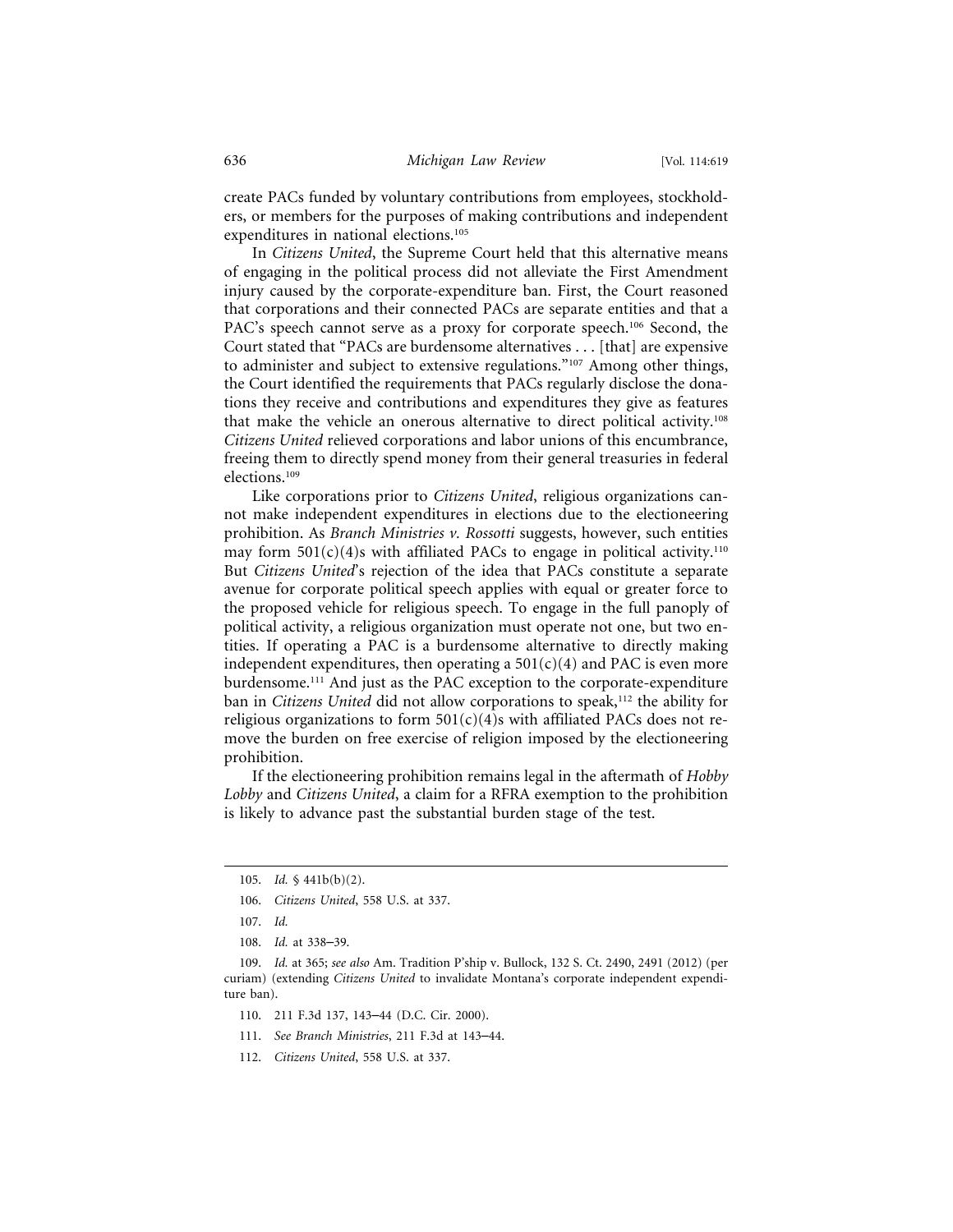create PACs funded by voluntary contributions from employees, stockholders, or members for the purposes of making contributions and independent expenditures in national elections.[105]

In *Citizens United*, the Supreme Court held that this alternative means of engaging in the political process did not alleviate the First Amendment injury caused by the corporate-expenditure ban. First, the Court reasoned that corporations and their connected PACs are separate entities and that a PAC's speech cannot serve as a proxy for corporate speech.[106] Second, the Court stated that "PACs are burdensome alternatives . . . [that] are expensive to administer and subject to extensive regulations."[107] Among other things, the Court identified the requirements that PACs regularly disclose the donations they receive and contributions and expenditures they give as features that make the vehicle an onerous alternative to direct political activity.[108] *Citizens United* relieved corporations and labor unions of this encumbrance, freeing them to directly spend money from their general treasuries in federal elections.[109]

Like corporations prior to *Citizens United*, religious organizations cannot make independent expenditures in elections due to the electioneering prohibition. As *Branch Ministries v. Rossotti* suggests, however, such entities may form 501(c)(4)s with affiliated PACs to engage in political activity.[110] But *Citizens United*'s rejection of the idea that PACs constitute a separate avenue for corporate political speech applies with equal or greater force to the proposed vehicle for religious speech. To engage in the full panoply of political activity, a religious organization must operate not one, but two entities. If operating a PAC is a burdensome alternative to directly making independent expenditures, then operating a 501(c)(4) and PAC is even more burdensome.[111] And just as the PAC exception to the corporate-expenditure ban in *Citizens United* did not allow corporations to speak,[112] the ability for religious organizations to form 501(c)(4)s with affiliated PACs does not remove the burden on free exercise of religion imposed by the electioneering prohibition.

If the electioneering prohibition remains legal in the aftermath of *Hobby Lobby* and *Citizens United*, a claim for a RFRA exemption to the prohibition is likely to advance past the substantial burden stage of the test.

---

105. *Id.* § 441b(b)(2).

106. *Citizens United*, 558 U.S. at 337.

107. *Id.*

108. *Id.* at 338–39.

109. *Id.* at 365; *see also* Am. Tradition P'ship v. Bullock, 132 S. Ct. 2490, 2491 (2012) (per curiam) (extending *Citizens United* to invalidate Montana's corporate independent expenditure ban).

110. 211 F.3d 137, 143–44 (D.C. Cir. 2000).

111. *See Branch Ministries*, 211 F.3d at 143–44.

112. *Citizens United*, 558 U.S. at 337.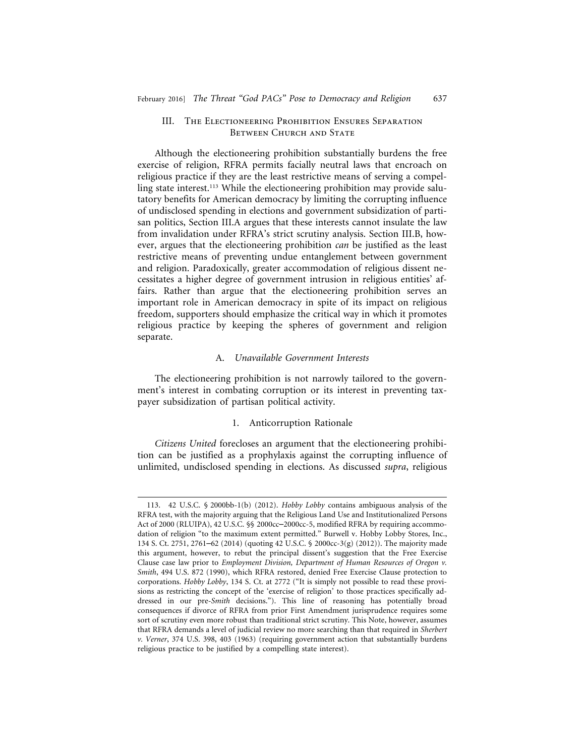## III. The Electioneering Prohibition Ensures Separation Between Church and State

Although the electioneering prohibition substantially burdens the free exercise of religion, RFRA permits facially neutral laws that encroach on religious practice if they are the least restrictive means of serving a compelling state interest.[113] While the electioneering prohibition may provide salutatory benefits for American democracy by limiting the corrupting influence of undisclosed spending in elections and government subsidization of partisan politics, Section III.A argues that these interests cannot insulate the law from invalidation under RFRA's strict scrutiny analysis. Section III.B, however, argues that the electioneering prohibition *can* be justified as the least restrictive means of preventing undue entanglement between government and religion. Paradoxically, greater accommodation of religious dissent necessitates a higher degree of government intrusion in religious entities' affairs. Rather than argue that the electioneering prohibition serves an important role in American democracy in spite of its impact on religious freedom, supporters should emphasize the critical way in which it promotes religious practice by keeping the spheres of government and religion separate.

### A. *Unavailable Government Interests*

The electioneering prohibition is not narrowly tailored to the government's interest in combating corruption or its interest in preventing taxpayer subsidization of partisan political activity.

#### 1. Anticorruption Rationale

*Citizens United* forecloses an argument that the electioneering prohibition can be justified as a prophylaxis against the corrupting influence of unlimited, undisclosed spending in elections. As discussed *supra*, religious

---

113. 42 U.S.C. § 2000bb-1(b) (2012). *Hobby Lobby* contains ambiguous analysis of the RFRA test, with the majority arguing that the Religious Land Use and Institutionalized Persons Act of 2000 (RLUIPA), 42 U.S.C. §§ 2000cc–2000cc-5, modified RFRA by requiring accommodation of religion "to the maximum extent permitted." Burwell v. Hobby Lobby Stores, Inc., 134 S. Ct. 2751, 2761–62 (2014) (quoting 42 U.S.C. § 2000cc-3(g) (2012)). The majority made this argument, however, to rebut the principal dissent's suggestion that the Free Exercise Clause case law prior to *Employment Division, Department of Human Resources of Oregon v. Smith*, 494 U.S. 872 (1990), which RFRA restored, denied Free Exercise Clause protection to corporations. *Hobby Lobby*, 134 S. Ct. at 2772 ("It is simply not possible to read these provisions as restricting the concept of the 'exercise of religion' to those practices specifically addressed in our pre-*Smith* decisions."). This line of reasoning has potentially broad consequences if divorce of RFRA from prior First Amendment jurisprudence requires some sort of scrutiny even more robust than traditional strict scrutiny. This Note, however, assumes that RFRA demands a level of judicial review no more searching than that required in *Sherbert v. Verner*, 374 U.S. 398, 403 (1963) (requiring government action that substantially burdens religious practice to be justified by a compelling state interest).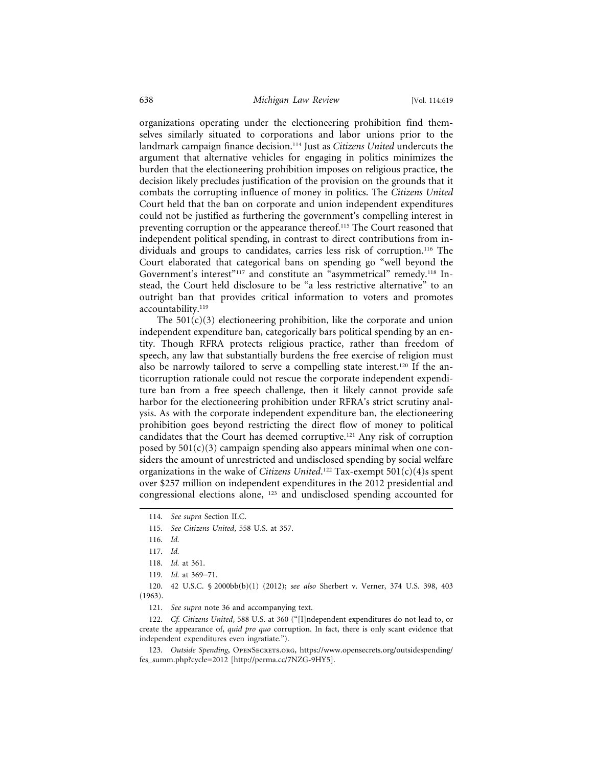organizations operating under the electioneering prohibition find themselves similarly situated to corporations and labor unions prior to the landmark campaign finance decision.[114] Just as *Citizens United* undercuts the argument that alternative vehicles for engaging in politics minimizes the burden that the electioneering prohibition imposes on religious practice, the decision likely precludes justification of the provision on the grounds that it combats the corrupting influence of money in politics. The *Citizens United* Court held that the ban on corporate and union independent expenditures could not be justified as furthering the government's compelling interest in preventing corruption or the appearance thereof.[115] The Court reasoned that independent political spending, in contrast to direct contributions from individuals and groups to candidates, carries less risk of corruption.[116] The Court elaborated that categorical bans on spending go "well beyond the Government's interest"[117] and constitute an "asymmetrical" remedy.[118] Instead, the Court held disclosure to be "a less restrictive alternative" to an outright ban that provides critical information to voters and promotes accountability.[119]

The 501(c)(3) electioneering prohibition, like the corporate and union independent expenditure ban, categorically bars political spending by an entity. Though RFRA protects religious practice, rather than freedom of speech, any law that substantially burdens the free exercise of religion must also be narrowly tailored to serve a compelling state interest.[120] If the anticorruption rationale could not rescue the corporate independent expenditure ban from a free speech challenge, then it likely cannot provide safe harbor for the electioneering prohibition under RFRA's strict scrutiny analysis. As with the corporate independent expenditure ban, the electioneering prohibition goes beyond restricting the direct flow of money to political candidates that the Court has deemed corruptive.[121] Any risk of corruption posed by 501(c)(3) campaign spending also appears minimal when one considers the amount of unrestricted and undisclosed spending by social welfare organizations in the wake of *Citizens United*.[122] Tax-exempt 501(c)(4)s spent over $257 million on independent expenditures in the 2012 presidential and congressional elections alone, [123] and undisclosed spending accounted for

---

114. *See supra* Section II.C.

115. *See Citizens United*, 558 U.S. at 357.

116. *Id.*

117. *Id.*

118. *Id.* at 361.

119. *Id.* at 369–71.

120. 42 U.S.C. § 2000bb(b)(1) (2012); *see also* Sherbert v. Verner, 374 U.S. 398, 403 (1963).

121. *See supra* note 36 and accompanying text.

122. *Cf. Citizens United*, 588 U.S. at 360 ("[I]ndependent expenditures do not lead to, or create the appearance of, *quid pro quo* corruption. In fact, there is only scant evidence that independent expenditures even ingratiate.").

123. *Outside Spending*, OpenSecrets.org, https://www.opensecrets.org/outsidespending/fes_summ.php?cycle=2012 [http://perma.cc/7NZG-9HY5].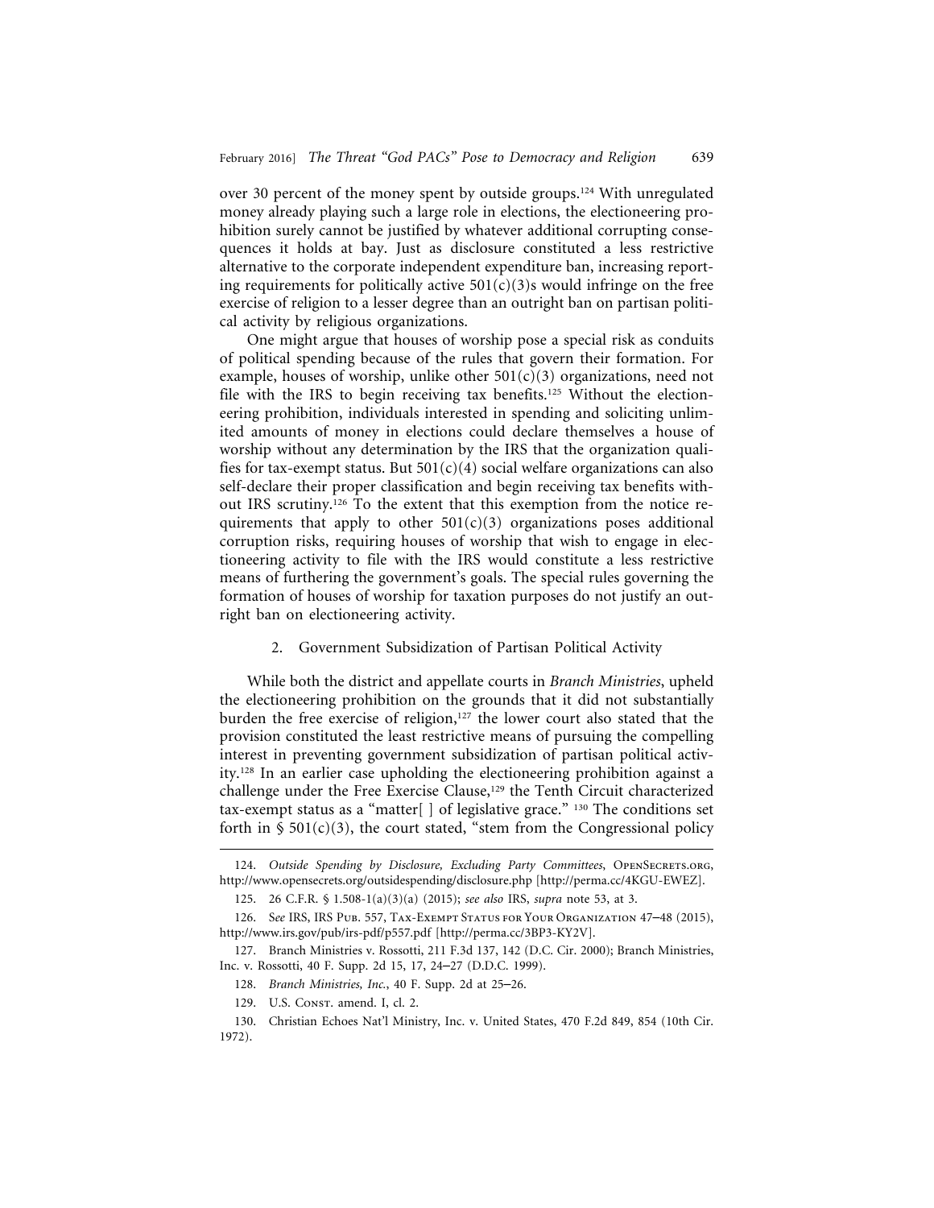over 30 percent of the money spent by outside groups.[124] With unregulated money already playing such a large role in elections, the electioneering prohibition surely cannot be justified by whatever additional corrupting consequences it holds at bay. Just as disclosure constituted a less restrictive alternative to the corporate independent expenditure ban, increasing reporting requirements for politically active 501(c)(3)s would infringe on the free exercise of religion to a lesser degree than an outright ban on partisan political activity by religious organizations.

One might argue that houses of worship pose a special risk as conduits of political spending because of the rules that govern their formation. For example, houses of worship, unlike other 501(c)(3) organizations, need not file with the IRS to begin receiving tax benefits.[125] Without the electioneering prohibition, individuals interested in spending and soliciting unlimited amounts of money in elections could declare themselves a house of worship without any determination by the IRS that the organization qualifies for tax-exempt status. But 501(c)(4) social welfare organizations can also self-declare their proper classification and begin receiving tax benefits without IRS scrutiny.[126] To the extent that this exemption from the notice requirements that apply to other 501(c)(3) organizations poses additional corruption risks, requiring houses of worship that wish to engage in electioneering activity to file with the IRS would constitute a less restrictive means of furthering the government's goals. The special rules governing the formation of houses of worship for taxation purposes do not justify an outright ban on electioneering activity.

### 2. Government Subsidization of Partisan Political Activity

While both the district and appellate courts in *Branch Ministries*, upheld the electioneering prohibition on the grounds that it did not substantially burden the free exercise of religion,[127] the lower court also stated that the provision constituted the least restrictive means of pursuing the compelling interest in preventing government subsidization of partisan political activity.[128] In an earlier case upholding the electioneering prohibition against a challenge under the Free Exercise Clause,[129] the Tenth Circuit characterized tax-exempt status as a "matter[ ] of legislative grace." [130] The conditions set forth in § 501(c)(3), the court stated, "stem from the Congressional policy

---

124. *Outside Spending by Disclosure, Excluding Party Committees*, OpenSecrets.org, http://www.opensecrets.org/outsidespending/disclosure.php [http://perma.cc/4KGU-EWEZ].

125. 26 C.F.R. § 1.508-1(a)(3)(a) (2015); *see also* IRS, *supra* note 53, at 3.

126. *See* IRS, IRS Pub. 557, Tax-Exempt Status for Your Organization 47–48 (2015), http://www.irs.gov/pub/irs-pdf/p557.pdf [http://perma.cc/3BP3-KY2V].

127. Branch Ministries v. Rossotti, 211 F.3d 137, 142 (D.C. Cir. 2000); Branch Ministries, Inc. v. Rossotti, 40 F. Supp. 2d 15, 17, 24–27 (D.D.C. 1999).

128. *Branch Ministries, Inc.*, 40 F. Supp. 2d at 25–26.

129. U.S. Const. amend. I, cl. 2.

130. Christian Echoes Nat'l Ministry, Inc. v. United States, 470 F.2d 849, 854 (10th Cir. 1972).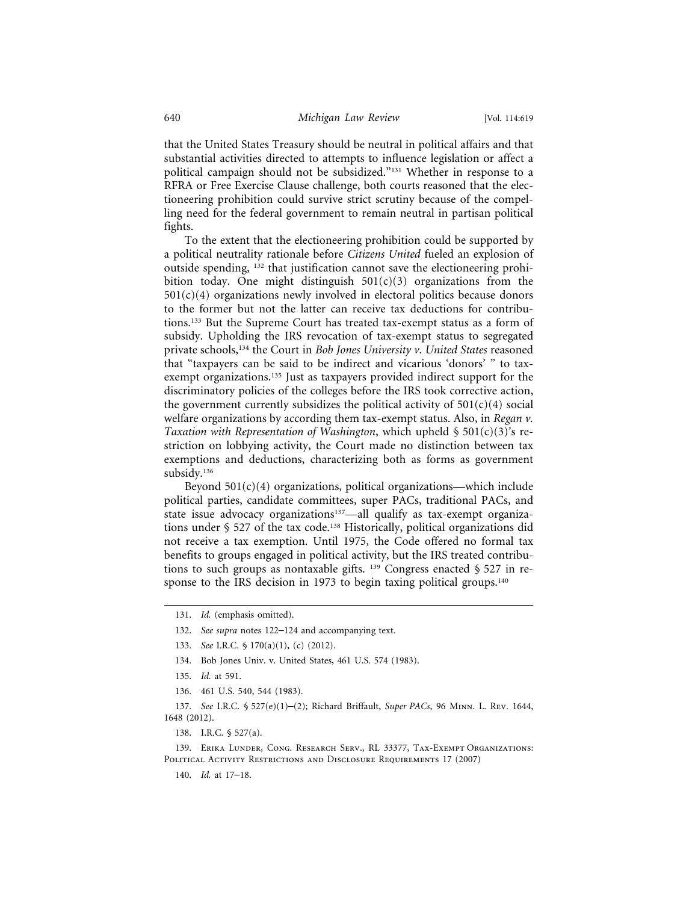that the United States Treasury should be neutral in political affairs and that substantial activities directed to attempts to influence legislation or affect a political campaign should not be subsidized."[131] Whether in response to a RFRA or Free Exercise Clause challenge, both courts reasoned that the electioneering prohibition could survive strict scrutiny because of the compelling need for the federal government to remain neutral in partisan political fights.

To the extent that the electioneering prohibition could be supported by a political neutrality rationale before *Citizens United* fueled an explosion of outside spending, [132] that justification cannot save the electioneering prohibition today. One might distinguish 501(c)(3) organizations from the 501(c)(4) organizations newly involved in electoral politics because donors to the former but not the latter can receive tax deductions for contributions.[133] But the Supreme Court has treated tax-exempt status as a form of subsidy. Upholding the IRS revocation of tax-exempt status to segregated private schools,[134] the Court in *Bob Jones University v. United States* reasoned that "taxpayers can be said to be indirect and vicarious 'donors' " to tax-exempt organizations.[135] Just as taxpayers provided indirect support for the discriminatory policies of the colleges before the IRS took corrective action, the government currently subsidizes the political activity of 501(c)(4) social welfare organizations by according them tax-exempt status. Also, in *Regan v. Taxation with Representation of Washington*, which upheld § 501(c)(3)'s restriction on lobbying activity, the Court made no distinction between tax exemptions and deductions, characterizing both as forms as government subsidy.[136]

Beyond 501(c)(4) organizations, political organizations—which include political parties, candidate committees, super PACs, traditional PACs, and state issue advocacy organizations[137]—all qualify as tax-exempt organizations under § 527 of the tax code.[138] Historically, political organizations did not receive a tax exemption. Until 1975, the Code offered no formal tax benefits to groups engaged in political activity, but the IRS treated contributions to such groups as nontaxable gifts. [139] Congress enacted § 527 in response to the IRS decision in 1973 to begin taxing political groups.[140]

---

131. *Id.* (emphasis omitted).

132. *See supra* notes 122–124 and accompanying text.

133. *See* I.R.C. § 170(a)(1), (c) (2012).

134. Bob Jones Univ. v. United States, 461 U.S. 574 (1983).

135. *Id.* at 591.

136. 461 U.S. 540, 544 (1983).

137. *See* I.R.C. § 527(e)(1)–(2); Richard Briffault, *Super PACs*, 96 Minn. L. Rev. 1644, 1648 (2012).

138. I.R.C. § 527(a).

139. Erika Lunder, Cong. Research Serv., RL 33377, Tax-Exempt Organizations: Political Activity Restrictions and Disclosure Requirements 17 (2007)

140. *Id.* at 17–18.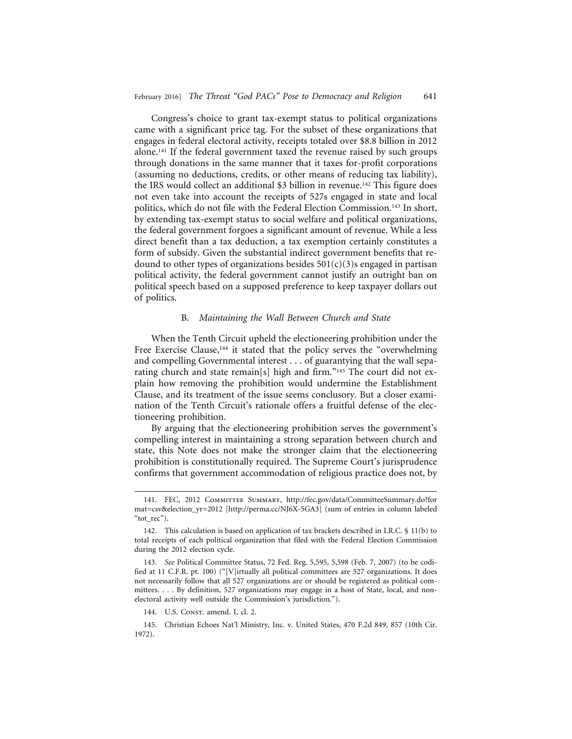Congress's choice to grant tax-exempt status to political organizations came with a significant price tag. For the subset of these organizations that engages in federal electoral activity, receipts totaled over $8.8 billion in 2012 alone.[141] If the federal government taxed the revenue raised by such groups through donations in the same manner that it taxes for-profit corporations (assuming no deductions, credits, or other means of reducing tax liability), the IRS would collect an additional $3 billion in revenue.[142] This figure does not even take into account the receipts of 527s engaged in state and local politics, which do not file with the Federal Election Commission.[143] In short, by extending tax-exempt status to social welfare and political organizations, the federal government forgoes a significant amount of revenue. While a less direct benefit than a tax deduction, a tax exemption certainly constitutes a form of subsidy. Given the substantial indirect government benefits that redound to other types of organizations besides 501(c)(3)s engaged in partisan political activity, the federal government cannot justify an outright ban on political speech based on a supposed preference to keep taxpayer dollars out of politics.

### B. *Maintaining the Wall Between Church and State*

When the Tenth Circuit upheld the electioneering prohibition under the Free Exercise Clause,[144] it stated that the policy serves the "overwhelming and compelling Governmental interest . . . of guarantying that the wall separating church and state remain[s] high and firm."[145] The court did not explain how removing the prohibition would undermine the Establishment Clause, and its treatment of the issue seems conclusory. But a closer examination of the Tenth Circuit's rationale offers a fruitful defense of the electioneering prohibition.

By arguing that the electioneering prohibition serves the government's compelling interest in maintaining a strong separation between church and state, this Note does not make the stronger claim that the electioneering prohibition is constitutionally required. The Supreme Court's jurisprudence confirms that government accommodation of religious practice does not, by

---

141. FEC, 2012 Committee Summary, http://fec.gov/data/CommitteeSummary.do?format=csv&election_yr=2012 [http://perma.cc/NJ6X-5GA3] (sum of entries in column labeled "tot_rec").

142. This calculation is based on application of tax brackets described in I.R.C. § 11(b) to total receipts of each political organization that filed with the Federal Election Commission during the 2012 election cycle.

143. *See* Political Committee Status, 72 Fed. Reg. 5,595, 5,598 (Feb. 7, 2007) (to be codified at 11 C.F.R. pt. 100) ("[V]irtually all political committees are 527 organizations. It does not necessarily follow that all 527 organizations are or should be registered as political committees. . . . By definition, 527 organizations may engage in a host of State, local, and non-electoral activity well outside the Commission's jurisdiction.").

144. U.S. Const. amend. I, cl. 2.

145. Christian Echoes Nat'l Ministry, Inc. v. United States, 470 F.2d 849, 857 (10th Cir. 1972).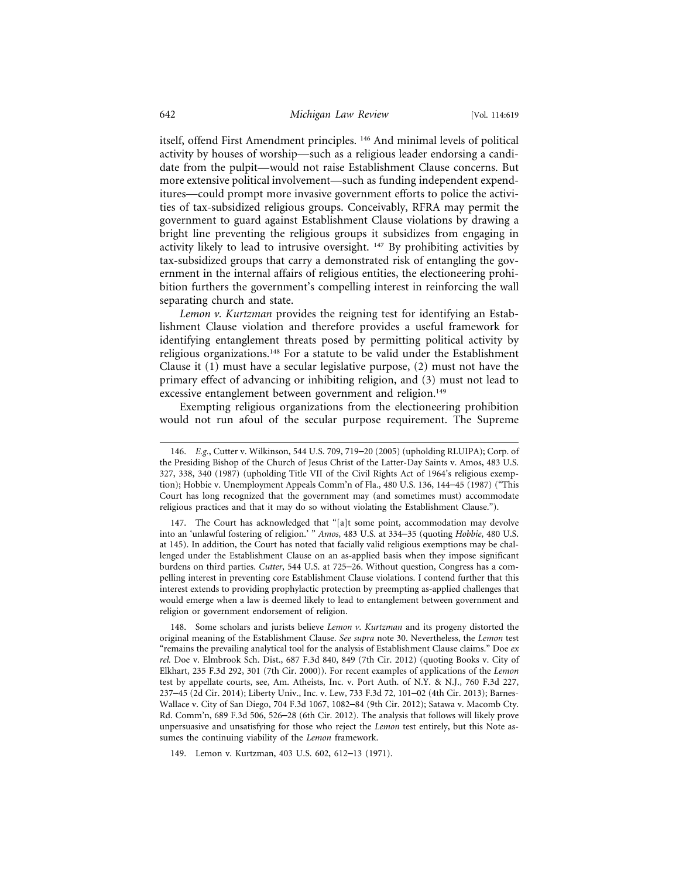itself, offend First Amendment principles.[146] And minimal levels of political activity by houses of worship—such as a religious leader endorsing a candidate from the pulpit—would not raise Establishment Clause concerns. But more extensive political involvement—such as funding independent expenditures—could prompt more invasive government efforts to police the activities of tax-subsidized religious groups. Conceivably, RFRA may permit the government to guard against Establishment Clause violations by drawing a bright line preventing the religious groups it subsidizes from engaging in activity likely to lead to intrusive oversight.[147] By prohibiting activities by tax-subsidized groups that carry a demonstrated risk of entangling the government in the internal affairs of religious entities, the electioneering prohibition furthers the government's compelling interest in reinforcing the wall separating church and state.

*Lemon v. Kurtzman* provides the reigning test for identifying an Establishment Clause violation and therefore provides a useful framework for identifying entanglement threats posed by permitting political activity by religious organizations.[148] For a statute to be valid under the Establishment Clause it (1) must have a secular legislative purpose, (2) must not have the primary effect of advancing or inhibiting religion, and (3) must not lead to excessive entanglement between government and religion.[149]

Exempting religious organizations from the electioneering prohibition would not run afoul of the secular purpose requirement. The Supreme

---

146. *E.g.*, Cutter v. Wilkinson, 544 U.S. 709, 719–20 (2005) (upholding RLUIPA); Corp. of the Presiding Bishop of the Church of Jesus Christ of the Latter-Day Saints v. Amos, 483 U.S. 327, 338, 340 (1987) (upholding Title VII of the Civil Rights Act of 1964's religious exemption); Hobbie v. Unemployment Appeals Comm'n of Fla., 480 U.S. 136, 144–45 (1987) ("This Court has long recognized that the government may (and sometimes must) accommodate religious practices and that it may do so without violating the Establishment Clause.").

147. The Court has acknowledged that "[a]t some point, accommodation may devolve into an 'unlawful fostering of religion.' " *Amos*, 483 U.S. at 334–35 (quoting *Hobbie*, 480 U.S. at 145). In addition, the Court has noted that facially valid religious exemptions may be challenged under the Establishment Clause on an as-applied basis when they impose significant burdens on third parties. *Cutter*, 544 U.S. at 725–26. Without question, Congress has a compelling interest in preventing core Establishment Clause violations. I contend further that this interest extends to providing prophylactic protection by preempting as-applied challenges that would emerge when a law is deemed likely to lead to entanglement between government and religion or government endorsement of religion.

148. Some scholars and jurists believe *Lemon v. Kurtzman* and its progeny distorted the original meaning of the Establishment Clause. *See supra* note 30. Nevertheless, the *Lemon* test "remains the prevailing analytical tool for the analysis of Establishment Clause claims." Doe *ex rel.* Doe v. Elmbrook Sch. Dist., 687 F.3d 840, 849 (7th Cir. 2012) (quoting Books v. City of Elkhart, 235 F.3d 292, 301 (7th Cir. 2000)). For recent examples of applications of the *Lemon* test by appellate courts, see, Am. Atheists, Inc. v. Port Auth. of N.Y. & N.J., 760 F.3d 227, 237–45 (2d Cir. 2014); Liberty Univ., Inc. v. Lew, 733 F.3d 72, 101–02 (4th Cir. 2013); Barnes-Wallace v. City of San Diego, 704 F.3d 1067, 1082–84 (9th Cir. 2012); Satawa v. Macomb Cty. Rd. Comm'n, 689 F.3d 506, 526–28 (6th Cir. 2012). The analysis that follows will likely prove unpersuasive and unsatisfying for those who reject the *Lemon* test entirely, but this Note assumes the continuing viability of the *Lemon* framework.

149. Lemon v. Kurtzman, 403 U.S. 602, 612–13 (1971).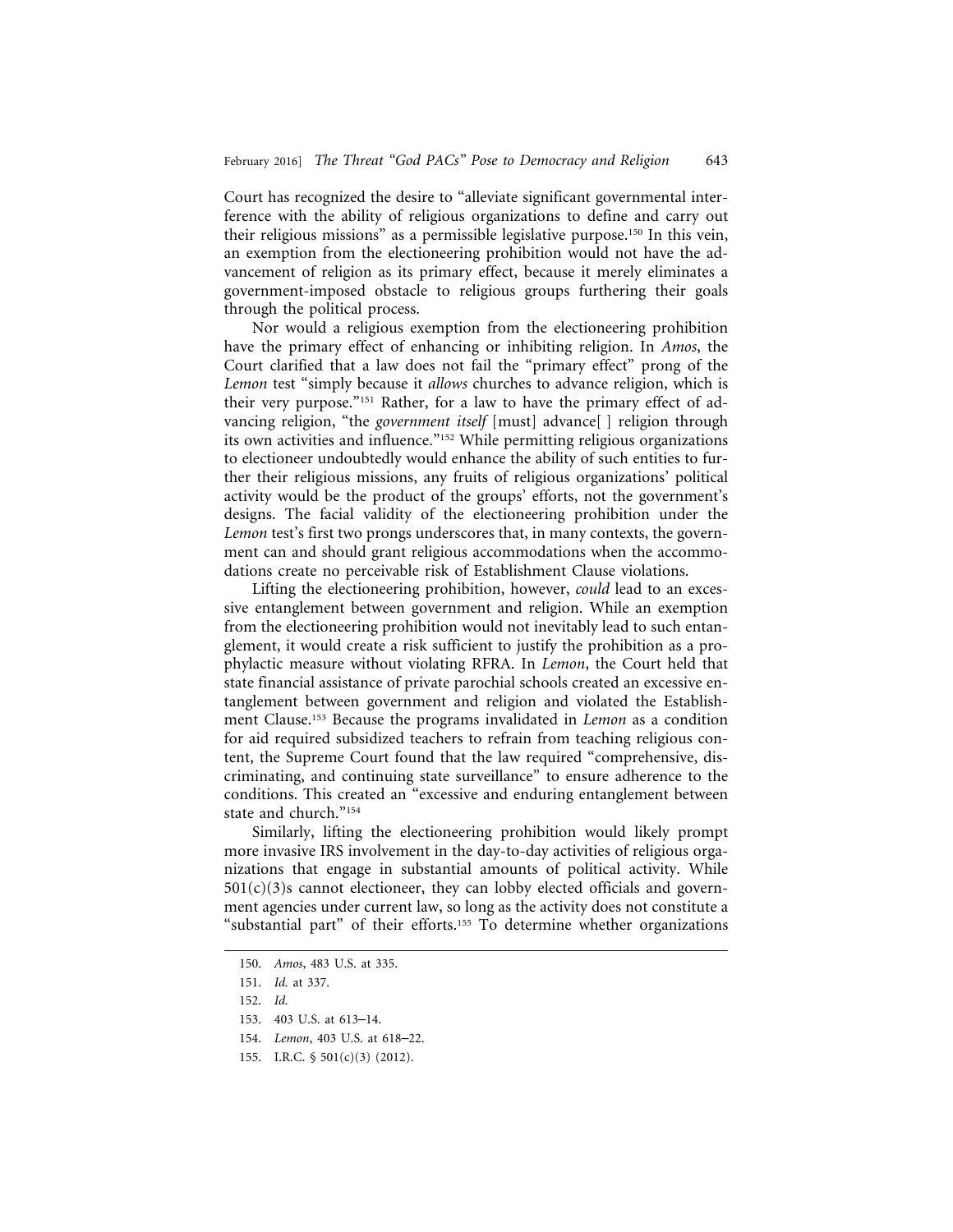Court has recognized the desire to "alleviate significant governmental interference with the ability of religious organizations to define and carry out their religious missions" as a permissible legislative purpose.[150] In this vein, an exemption from the electioneering prohibition would not have the advancement of religion as its primary effect, because it merely eliminates a government-imposed obstacle to religious groups furthering their goals through the political process.

Nor would a religious exemption from the electioneering prohibition have the primary effect of enhancing or inhibiting religion. In *Amos*, the Court clarified that a law does not fail the "primary effect" prong of the *Lemon* test "simply because it *allows* churches to advance religion, which is their very purpose."[151] Rather, for a law to have the primary effect of advancing religion, "the *government itself* [must] advance[ ] religion through its own activities and influence."[152] While permitting religious organizations to electioneer undoubtedly would enhance the ability of such entities to further their religious missions, any fruits of religious organizations' political activity would be the product of the groups' efforts, not the government's designs. The facial validity of the electioneering prohibition under the *Lemon* test's first two prongs underscores that, in many contexts, the government can and should grant religious accommodations when the accommodations create no perceivable risk of Establishment Clause violations.

Lifting the electioneering prohibition, however, *could* lead to an excessive entanglement between government and religion. While an exemption from the electioneering prohibition would not inevitably lead to such entanglement, it would create a risk sufficient to justify the prohibition as a prophylactic measure without violating RFRA. In *Lemon*, the Court held that state financial assistance of private parochial schools created an excessive entanglement between government and religion and violated the Establishment Clause.[153] Because the programs invalidated in *Lemon* as a condition for aid required subsidized teachers to refrain from teaching religious content, the Supreme Court found that the law required "comprehensive, discriminating, and continuing state surveillance" to ensure adherence to the conditions. This created an "excessive and enduring entanglement between state and church."[154]

Similarly, lifting the electioneering prohibition would likely prompt more invasive IRS involvement in the day-to-day activities of religious organizations that engage in substantial amounts of political activity. While 501(c)(3)s cannot electioneer, they can lobby elected officials and government agencies under current law, so long as the activity does not constitute a "substantial part" of their efforts.[155] To determine whether organizations

150. *Amos*, 483 U.S. at 335.

151. *Id.* at 337.

152. *Id.*

153. 403 U.S. at 613–14.

154. *Lemon*, 403 U.S. at 618–22.

155. I.R.C. § 501(c)(3) (2012).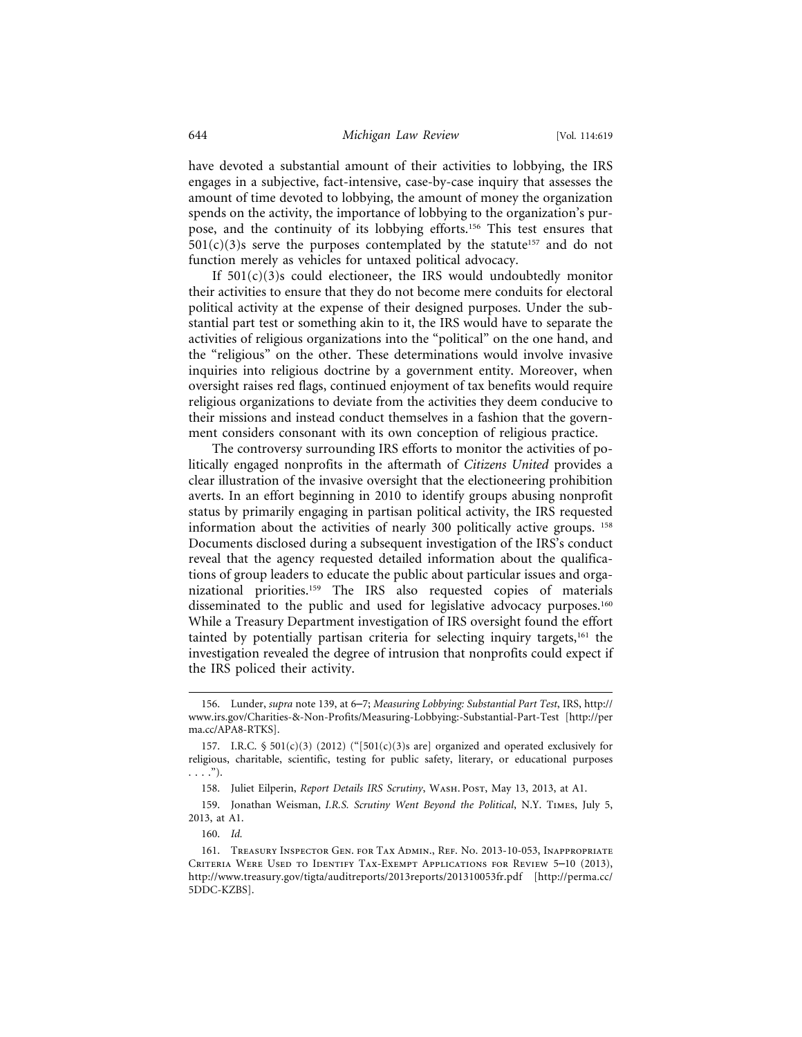have devoted a substantial amount of their activities to lobbying, the IRS engages in a subjective, fact-intensive, case-by-case inquiry that assesses the amount of time devoted to lobbying, the amount of money the organization spends on the activity, the importance of lobbying to the organization's purpose, and the continuity of its lobbying efforts.[156] This test ensures that 501(c)(3)s serve the purposes contemplated by the statute[157] and do not function merely as vehicles for untaxed political advocacy.

If 501(c)(3)s could electioneer, the IRS would undoubtedly monitor their activities to ensure that they do not become mere conduits for electoral political activity at the expense of their designed purposes. Under the substantial part test or something akin to it, the IRS would have to separate the activities of religious organizations into the "political" on the one hand, and the "religious" on the other. These determinations would involve invasive inquiries into religious doctrine by a government entity. Moreover, when oversight raises red flags, continued enjoyment of tax benefits would require religious organizations to deviate from the activities they deem conducive to their missions and instead conduct themselves in a fashion that the government considers consonant with its own conception of religious practice.

The controversy surrounding IRS efforts to monitor the activities of politically engaged nonprofits in the aftermath of *Citizens United* provides a clear illustration of the invasive oversight that the electioneering prohibition averts. In an effort beginning in 2010 to identify groups abusing nonprofit status by primarily engaging in partisan political activity, the IRS requested information about the activities of nearly 300 politically active groups.[158] Documents disclosed during a subsequent investigation of the IRS's conduct reveal that the agency requested detailed information about the qualifications of group leaders to educate the public about particular issues and organizational priorities.[159] The IRS also requested copies of materials disseminated to the public and used for legislative advocacy purposes.[160] While a Treasury Department investigation of IRS oversight found the effort tainted by potentially partisan criteria for selecting inquiry targets,[161] the investigation revealed the degree of intrusion that nonprofits could expect if the IRS policed their activity.

---

156. Lunder, *supra* note 139, at 6–7; *Measuring Lobbying: Substantial Part Test*, IRS, http://www.irs.gov/Charities-&-Non-Profits/Measuring-Lobbying:-Substantial-Part-Test [http://perma.cc/APA8-RTKS].

157. I.R.C. § 501(c)(3) (2012) ("[501(c)(3)s are] organized and operated exclusively for religious, charitable, scientific, testing for public safety, literary, or educational purposes . . . .").

158. Juliet Eilperin, *Report Details IRS Scrutiny*, Wash. Post, May 13, 2013, at A1.

159. Jonathan Weisman, *I.R.S. Scrutiny Went Beyond the Political*, N.Y. Times, July 5, 2013, at A1.

160. *Id.*

161. Treasury Inspector Gen. for Tax Admin., Ref. No. 2013-10-053, Inappropriate Criteria Were Used to Identify Tax-Exempt Applications for Review 5–10 (2013), http://www.treasury.gov/tigta/auditreports/2013reports/201310053fr.pdf [http://perma.cc/5DDC-KZBS].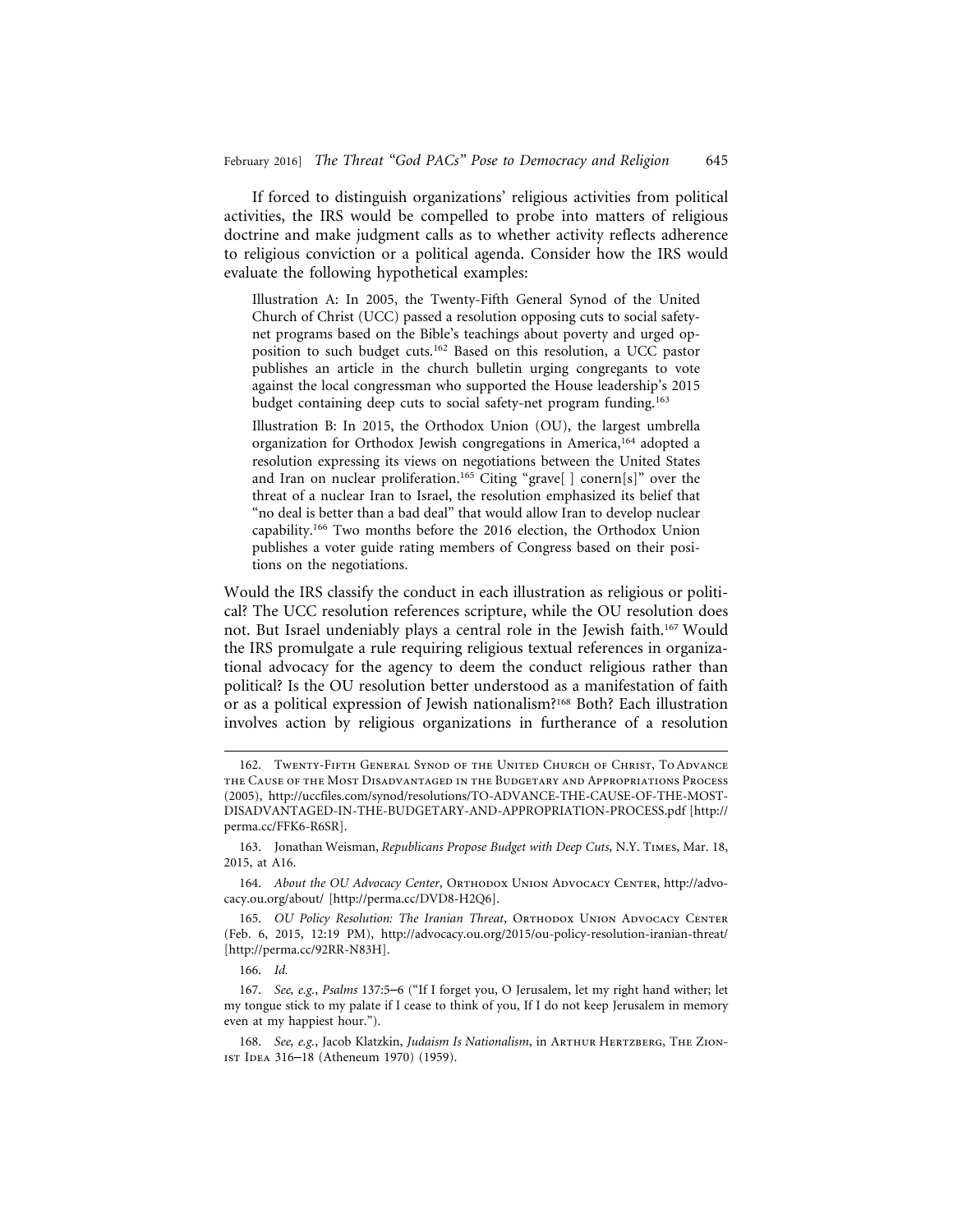If forced to distinguish organizations' religious activities from political activities, the IRS would be compelled to probe into matters of religious doctrine and make judgment calls as to whether activity reflects adherence to religious conviction or a political agenda. Consider how the IRS would evaluate the following hypothetical examples:

> Illustration A: In 2005, the Twenty-Fifth General Synod of the United Church of Christ (UCC) passed a resolution opposing cuts to social safety-net programs based on the Bible's teachings about poverty and urged opposition to such budget cuts.[162] Based on this resolution, a UCC pastor publishes an article in the church bulletin urging congregants to vote against the local congressman who supported the House leadership's 2015 budget containing deep cuts to social safety-net program funding.[163]
>
> Illustration B: In 2015, the Orthodox Union (OU), the largest umbrella organization for Orthodox Jewish congregations in America,[164] adopted a resolution expressing its views on negotiations between the United States and Iran on nuclear proliferation.[165] Citing "grave[ ] conern[s]" over the threat of a nuclear Iran to Israel, the resolution emphasized its belief that "no deal is better than a bad deal" that would allow Iran to develop nuclear capability.[166] Two months before the 2016 election, the Orthodox Union publishes a voter guide rating members of Congress based on their positions on the negotiations.

Would the IRS classify the conduct in each illustration as religious or political? The UCC resolution references scripture, while the OU resolution does not. But Israel undeniably plays a central role in the Jewish faith.[167] Would the IRS promulgate a rule requiring religious textual references in organizational advocacy for the agency to deem the conduct religious rather than political? Is the OU resolution better understood as a manifestation of faith or as a political expression of Jewish nationalism?[168] Both? Each illustration involves action by religious organizations in furtherance of a resolution

---

162. Twenty-Fifth General Synod of the United Church of Christ, To Advance the Cause of the Most Disadvantaged in the Budgetary and Appropriations Process (2005), http://uccfiles.com/synod/resolutions/TO-ADVANCE-THE-CAUSE-OF-THE-MOST-DISADVANTAGED-IN-THE-BUDGETARY-AND-APPROPRIATION-PROCESS.pdf [http://perma.cc/FFK6-R6SR].

163. Jonathan Weisman, *Republicans Propose Budget with Deep Cuts*, N.Y. Times, Mar. 18, 2015, at A16.

164. *About the OU Advocacy Center*, Orthodox Union Advocacy Center, http://advocacy.ou.org/about/ [http://perma.cc/DVD8-H2Q6].

165. *OU Policy Resolution: The Iranian Threat*, Orthodox Union Advocacy Center (Feb. 6, 2015, 12:19 PM), http://advocacy.ou.org/2015/ou-policy-resolution-iranian-threat/ [http://perma.cc/92RR-N83H].

166. *Id.*

167. *See, e.g.*, *Psalms* 137:5–6 ("If I forget you, O Jerusalem, let my right hand wither; let my tongue stick to my palate if I cease to think of you, If I do not keep Jerusalem in memory even at my happiest hour.").

168. *See, e.g.*, Jacob Klatzkin, *Judaism Is Nationalism*, in Arthur Hertzberg, The Zionist Idea 316–18 (Atheneum 1970) (1959).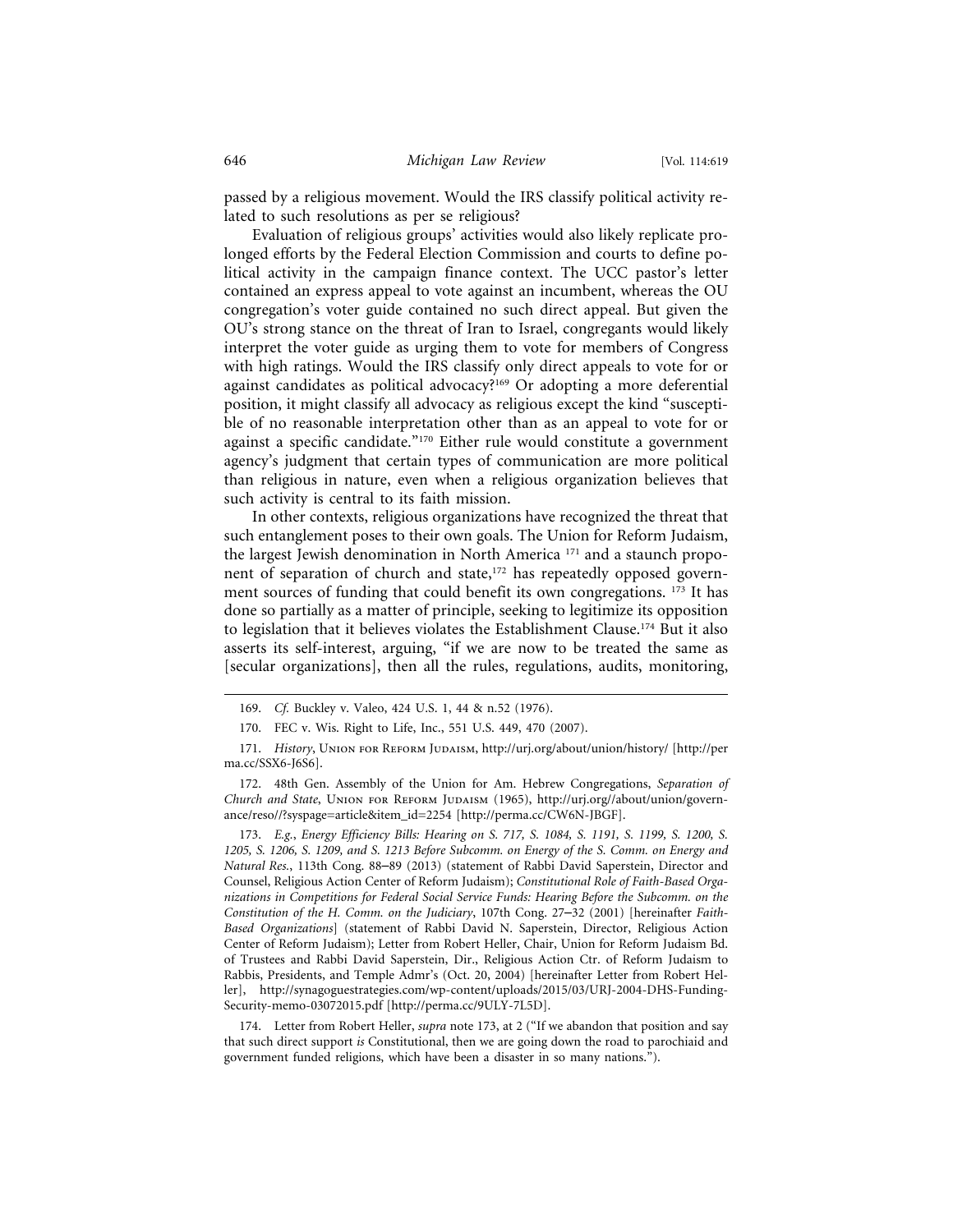passed by a religious movement. Would the IRS classify political activity related to such resolutions as per se religious?

Evaluation of religious groups' activities would also likely replicate prolonged efforts by the Federal Election Commission and courts to define political activity in the campaign finance context. The UCC pastor's letter contained an express appeal to vote against an incumbent, whereas the OU congregation's voter guide contained no such direct appeal. But given the OU's strong stance on the threat of Iran to Israel, congregants would likely interpret the voter guide as urging them to vote for members of Congress with high ratings. Would the IRS classify only direct appeals to vote for or against candidates as political advocacy?[169] Or adopting a more deferential position, it might classify all advocacy as religious except the kind "susceptible of no reasonable interpretation other than as an appeal to vote for or against a specific candidate."[170] Either rule would constitute a government agency's judgment that certain types of communication are more political than religious in nature, even when a religious organization believes that such activity is central to its faith mission.

In other contexts, religious organizations have recognized the threat that such entanglement poses to their own goals. The Union for Reform Judaism, the largest Jewish denomination in North America [171] and a staunch proponent of separation of church and state,[172] has repeatedly opposed government sources of funding that could benefit its own congregations. [173] It has done so partially as a matter of principle, seeking to legitimize its opposition to legislation that it believes violates the Establishment Clause.[174] But it also asserts its self-interest, arguing, "if we are now to be treated the same as [secular organizations], then all the rules, regulations, audits, monitoring,

---

169. *Cf.* Buckley v. Valeo, 424 U.S. 1, 44 & n.52 (1976).

170. FEC v. Wis. Right to Life, Inc., 551 U.S. 449, 470 (2007).

171. *History*, Union for Reform Judaism, http://urj.org/about/union/history/ [http://perma.cc/SSX6-J6S6].

172. 48th Gen. Assembly of the Union for Am. Hebrew Congregations, *Separation of Church and State*, Union for Reform Judaism (1965), http://urj.org//about/union/governance/reso//?syspage=article&item_id=2254 [http://perma.cc/CW6N-JBGF].

173. *E.g.*, *Energy Efficiency Bills: Hearing on S. 717, S. 1084, S. 1191, S. 1199, S. 1200, S. 1205, S. 1206, S. 1209, and S. 1213 Before Subcomm. on Energy of the S. Comm. on Energy and Natural Res.*, 113th Cong. 88–89 (2013) (statement of Rabbi David Saperstein, Director and Counsel, Religious Action Center of Reform Judaism); *Constitutional Role of Faith-Based Organizations in Competitions for Federal Social Service Funds: Hearing Before the Subcomm. on the Constitution of the H. Comm. on the Judiciary*, 107th Cong. 27–32 (2001) [hereinafter *Faith-Based Organizations*] (statement of Rabbi David N. Saperstein, Director, Religious Action Center of Reform Judaism); Letter from Robert Heller, Chair, Union for Reform Judaism Bd. of Trustees and Rabbi David Saperstein, Dir., Religious Action Ctr. of Reform Judaism to Rabbis, Presidents, and Temple Admr's (Oct. 20, 2004) [hereinafter Letter from Robert Heller], http://synagoguestrategies.com/wp-content/uploads/2015/03/URJ-2004-DHS-Funding-Security-memo-03072015.pdf [http://perma.cc/9ULY-7L5D].

174. Letter from Robert Heller, *supra* note 173, at 2 ("If we abandon that position and say that such direct support *is* Constitutional, then we are going down the road to parochiaid and government funded religions, which have been a disaster in so many nations.").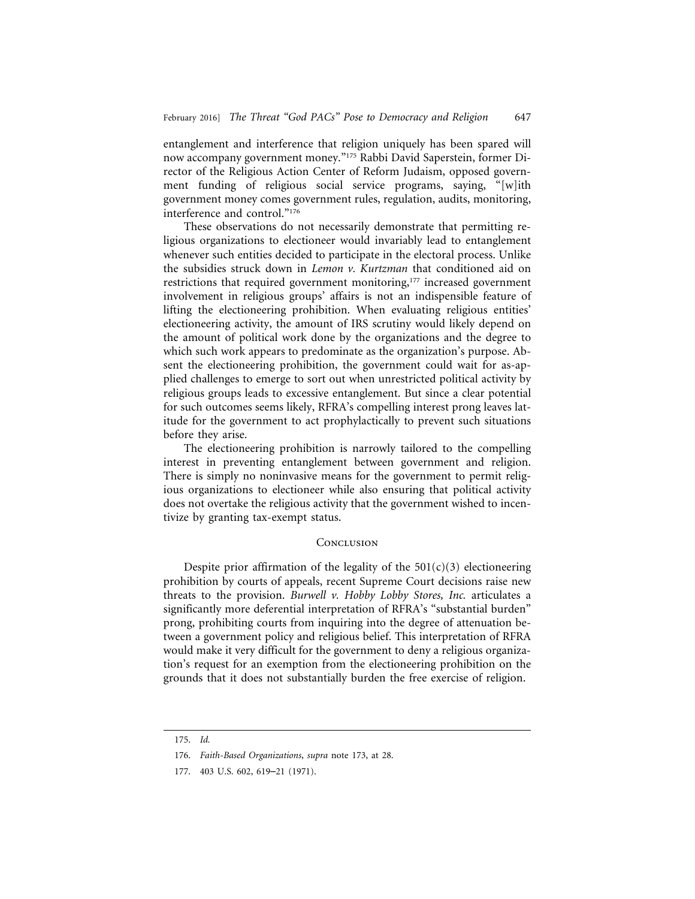entanglement and interference that religion uniquely has been spared will now accompany government money."[175] Rabbi David Saperstein, former Director of the Religious Action Center of Reform Judaism, opposed government funding of religious social service programs, saying, "[w]ith government money comes government rules, regulation, audits, monitoring, interference and control."[176]

These observations do not necessarily demonstrate that permitting religious organizations to electioneer would invariably lead to entanglement whenever such entities decided to participate in the electoral process. Unlike the subsidies struck down in *Lemon v. Kurtzman* that conditioned aid on restrictions that required government monitoring,[177] increased government involvement in religious groups' affairs is not an indispensible feature of lifting the electioneering prohibition. When evaluating religious entities' electioneering activity, the amount of IRS scrutiny would likely depend on the amount of political work done by the organizations and the degree to which such work appears to predominate as the organization's purpose. Absent the electioneering prohibition, the government could wait for as-applied challenges to emerge to sort out when unrestricted political activity by religious groups leads to excessive entanglement. But since a clear potential for such outcomes seems likely, RFRA's compelling interest prong leaves latitude for the government to act prophylactically to prevent such situations before they arise.

The electioneering prohibition is narrowly tailored to the compelling interest in preventing entanglement between government and religion. There is simply no noninvasive means for the government to permit religious organizations to electioneer while also ensuring that political activity does not overtake the religious activity that the government wished to incentivize by granting tax-exempt status.

## Conclusion

Despite prior affirmation of the legality of the 501(c)(3) electioneering prohibition by courts of appeals, recent Supreme Court decisions raise new threats to the provision. *Burwell v. Hobby Lobby Stores, Inc.* articulates a significantly more deferential interpretation of RFRA's "substantial burden" prong, prohibiting courts from inquiring into the degree of attenuation between a government policy and religious belief. This interpretation of RFRA would make it very difficult for the government to deny a religious organization's request for an exemption from the electioneering prohibition on the grounds that it does not substantially burden the free exercise of religion.

---

175. *Id.*

176. *Faith-Based Organizations*, *supra* note 173, at 28.

177. 403 U.S. 602, 619–21 (1971).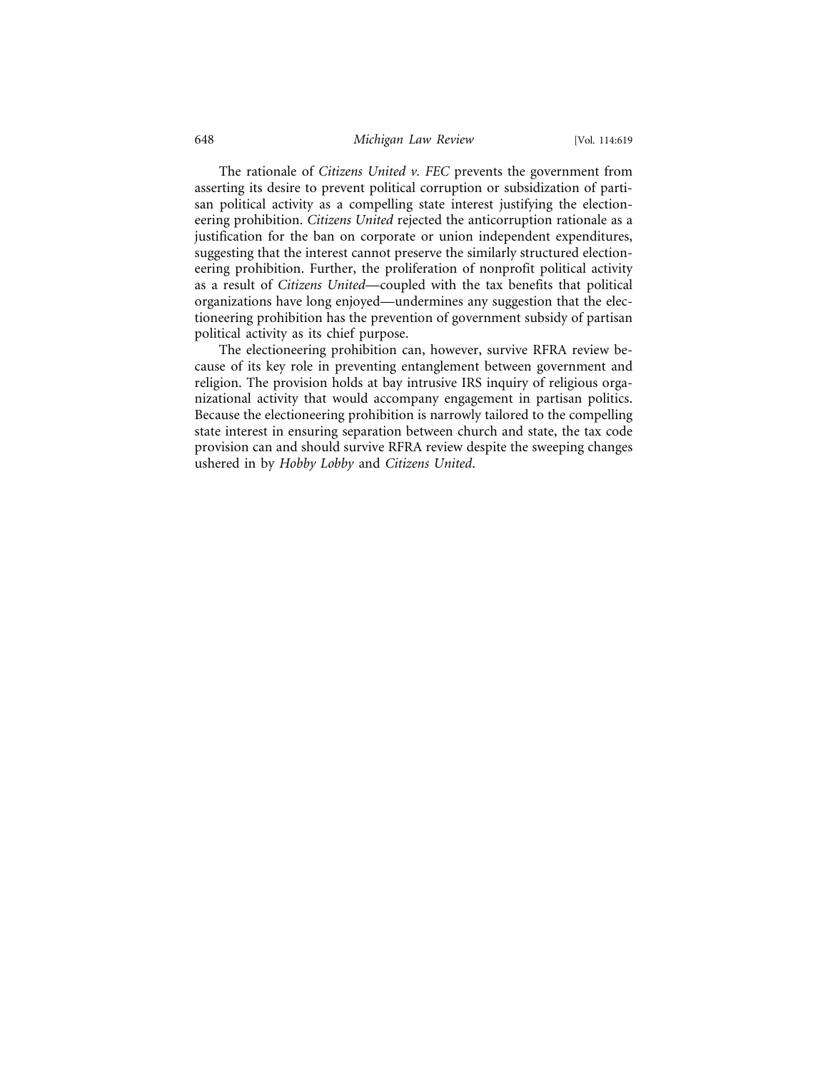The rationale of *Citizens United v. FEC* prevents the government from asserting its desire to prevent political corruption or subsidization of partisan political activity as a compelling state interest justifying the electioneering prohibition. *Citizens United* rejected the anticorruption rationale as a justification for the ban on corporate or union independent expenditures, suggesting that the interest cannot preserve the similarly structured electioneering prohibition. Further, the proliferation of nonprofit political activity as a result of *Citizens United*—coupled with the tax benefits that political organizations have long enjoyed—undermines any suggestion that the electioneering prohibition has the prevention of government subsidy of partisan political activity as its chief purpose.

The electioneering prohibition can, however, survive RFRA review because of its key role in preventing entanglement between government and religion. The provision holds at bay intrusive IRS inquiry of religious organizational activity that would accompany engagement in partisan politics. Because the electioneering prohibition is narrowly tailored to the compelling state interest in ensuring separation between church and state, the tax code provision can and should survive RFRA review despite the sweeping changes ushered in by *Hobby Lobby* and *Citizens United*.